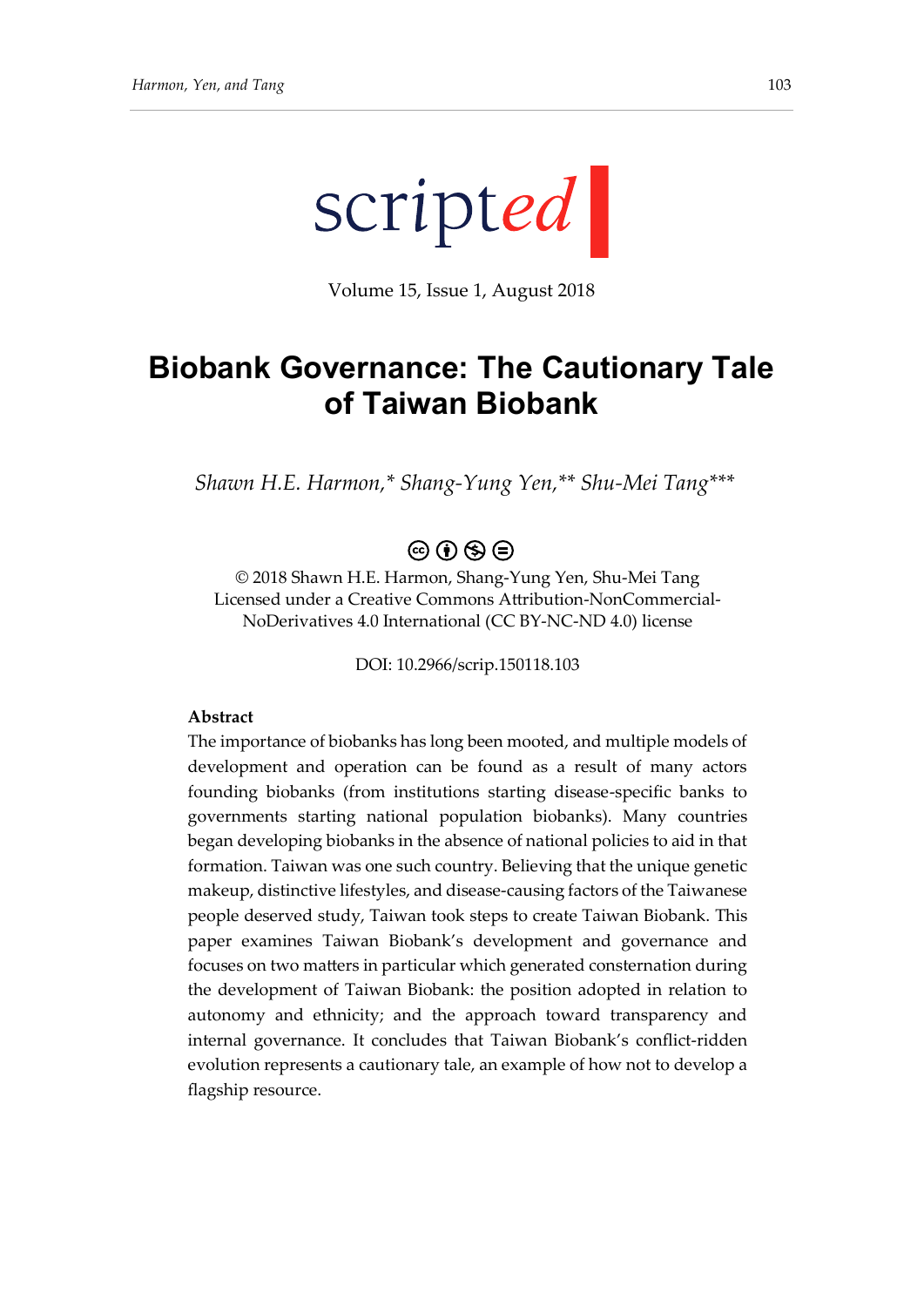scripted

Volume 15, Issue 1, August 2018

# Biobank Governance: The Cautionary Tale of Taiwan Biobank

*Shawn H.E. Harmon,\* Shang-Yung Yen,\*\* Shu-Mei Tang\*\*\**

© 2018 Shawn H.E. Harmon, Shang-Yung Yen, Shu-Mei Tang
Licensed under a Creative Commons Attribution-NonCommercial-NoDerivatives 4.0 International (CC BY-NC-ND 4.0) license

DOI: 10.2966/scrip.150118.103

**Abstract**

The importance of biobanks has long been mooted, and multiple models of development and operation can be found as a result of many actors founding biobanks (from institutions starting disease-specific banks to governments starting national population biobanks). Many countries began developing biobanks in the absence of national policies to aid in that formation. Taiwan was one such country. Believing that the unique genetic makeup, distinctive lifestyles, and disease-causing factors of the Taiwanese people deserved study, Taiwan took steps to create Taiwan Biobank. This paper examines Taiwan Biobank's development and governance and focuses on two matters in particular which generated consternation during the development of Taiwan Biobank: the position adopted in relation to autonomy and ethnicity; and the approach toward transparency and internal governance. It concludes that Taiwan Biobank's conflict-ridden evolution represents a cautionary tale, an example of how not to develop a flagship resource.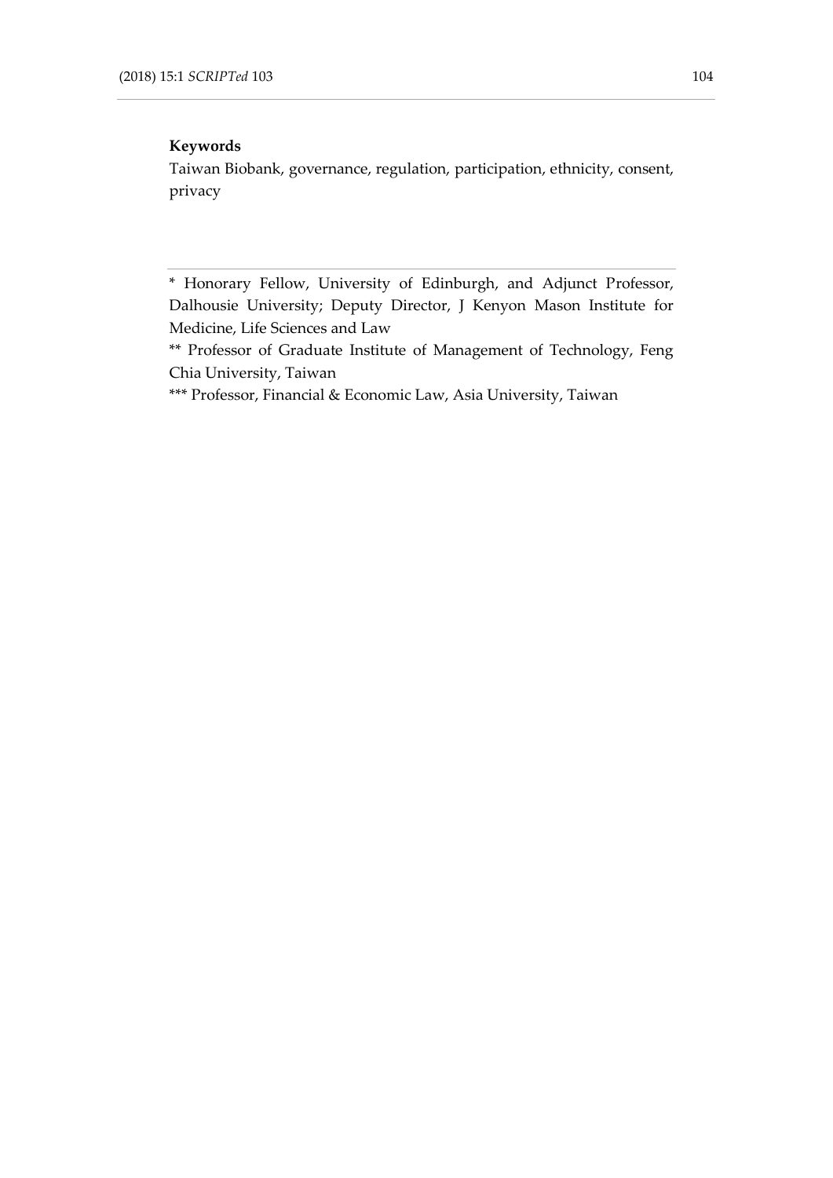**Keywords**

Taiwan Biobank, governance, regulation, participation, ethnicity, consent, privacy

---

* Honorary Fellow, University of Edinburgh, and Adjunct Professor, Dalhousie University; Deputy Director, J Kenyon Mason Institute for Medicine, Life Sciences and Law

** Professor of Graduate Institute of Management of Technology, Feng Chia University, Taiwan

*** Professor, Financial & Economic Law, Asia University, Taiwan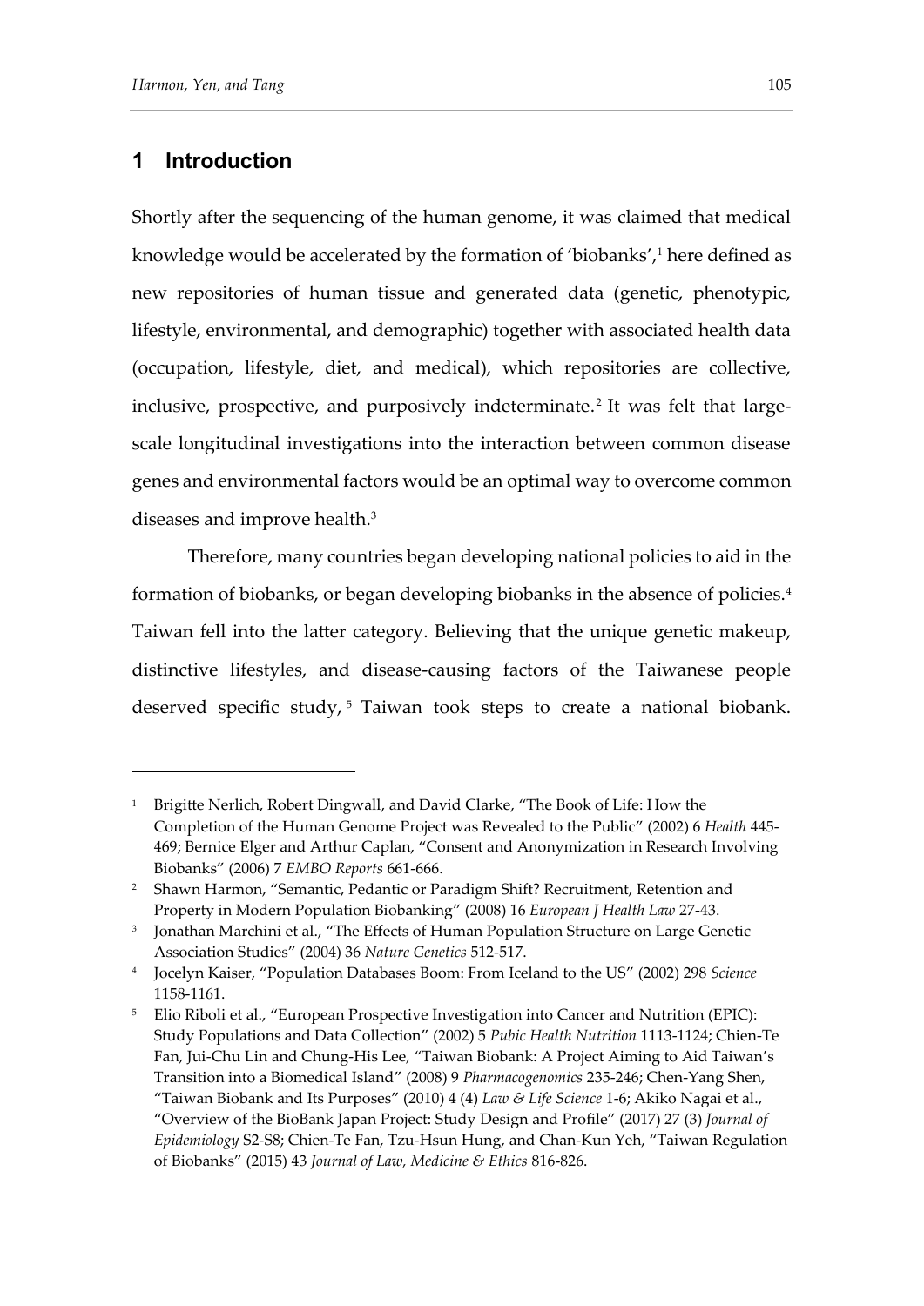## 1 Introduction

Shortly after the sequencing of the human genome, it was claimed that medical knowledge would be accelerated by the formation of 'biobanks',[1] here defined as new repositories of human tissue and generated data (genetic, phenotypic, lifestyle, environmental, and demographic) together with associated health data (occupation, lifestyle, diet, and medical), which repositories are collective, inclusive, prospective, and purposively indeterminate.[2] It was felt that large-scale longitudinal investigations into the interaction between common disease genes and environmental factors would be an optimal way to overcome common diseases and improve health.[3]

Therefore, many countries began developing national policies to aid in the formation of biobanks, or began developing biobanks in the absence of policies.[4] Taiwan fell into the latter category. Believing that the unique genetic makeup, distinctive lifestyles, and disease-causing factors of the Taiwanese people deserved specific study,[5] Taiwan took steps to create a national biobank.

---

[1] Brigitte Nerlich, Robert Dingwall, and David Clarke, "The Book of Life: How the Completion of the Human Genome Project was Revealed to the Public" (2002) 6 *Health* 445-469; Bernice Elger and Arthur Caplan, "Consent and Anonymization in Research Involving Biobanks" (2006) 7 *EMBO Reports* 661-666.

[2] Shawn Harmon, "Semantic, Pedantic or Paradigm Shift? Recruitment, Retention and Property in Modern Population Biobanking" (2008) 16 *European J Health Law* 27-43.

[3] Jonathan Marchini et al., "The Effects of Human Population Structure on Large Genetic Association Studies" (2004) 36 *Nature Genetics* 512-517.

[4] Jocelyn Kaiser, "Population Databases Boom: From Iceland to the US" (2002) 298 *Science* 1158-1161.

[5] Elio Riboli et al., "European Prospective Investigation into Cancer and Nutrition (EPIC): Study Populations and Data Collection" (2002) 5 *Pubic Health Nutrition* 1113-1124; Chien-Te Fan, Jui-Chu Lin and Chung-His Lee, "Taiwan Biobank: A Project Aiming to Aid Taiwan's Transition into a Biomedical Island" (2008) 9 *Pharmacogenomics* 235-246; Chen-Yang Shen, "Taiwan Biobank and Its Purposes" (2010) 4 (4) *Law & Life Science* 1-6; Akiko Nagai et al., "Overview of the BioBank Japan Project: Study Design and Profile" (2017) 27 (3) *Journal of Epidemiology* S2-S8; Chien-Te Fan, Tzu-Hsun Hung, and Chan-Kun Yeh, "Taiwan Regulation of Biobanks" (2015) 43 *Journal of Law, Medicine & Ethics* 816-826.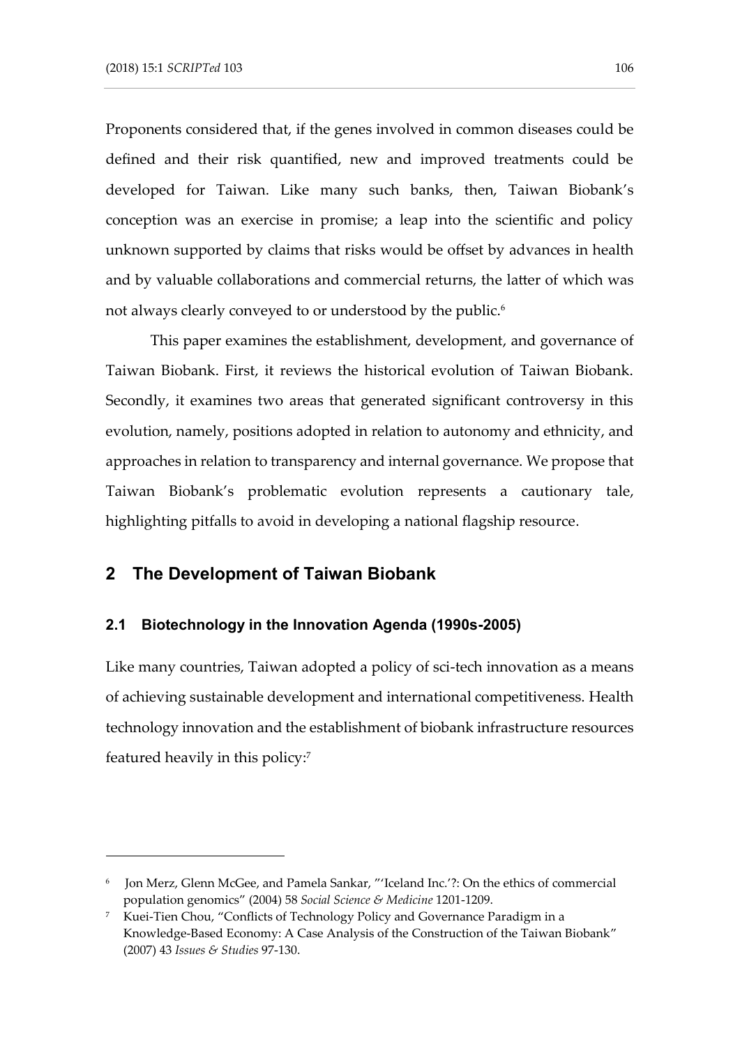Proponents considered that, if the genes involved in common diseases could be defined and their risk quantified, new and improved treatments could be developed for Taiwan. Like many such banks, then, Taiwan Biobank's conception was an exercise in promise; a leap into the scientific and policy unknown supported by claims that risks would be offset by advances in health and by valuable collaborations and commercial returns, the latter of which was not always clearly conveyed to or understood by the public.[6]

This paper examines the establishment, development, and governance of Taiwan Biobank. First, it reviews the historical evolution of Taiwan Biobank. Secondly, it examines two areas that generated significant controversy in this evolution, namely, positions adopted in relation to autonomy and ethnicity, and approaches in relation to transparency and internal governance. We propose that Taiwan Biobank's problematic evolution represents a cautionary tale, highlighting pitfalls to avoid in developing a national flagship resource.

## 2 The Development of Taiwan Biobank

### 2.1 Biotechnology in the Innovation Agenda (1990s-2005)

Like many countries, Taiwan adopted a policy of sci-tech innovation as a means of achieving sustainable development and international competitiveness. Health technology innovation and the establishment of biobank infrastructure resources featured heavily in this policy:[7]

---

[6] Jon Merz, Glenn McGee, and Pamela Sankar, "'Iceland Inc.'?: On the ethics of commercial population genomics" (2004) 58 *Social Science & Medicine* 1201-1209.

[7] Kuei-Tien Chou, "Conflicts of Technology Policy and Governance Paradigm in a Knowledge-Based Economy: A Case Analysis of the Construction of the Taiwan Biobank" (2007) 43 *Issues & Studies* 97-130.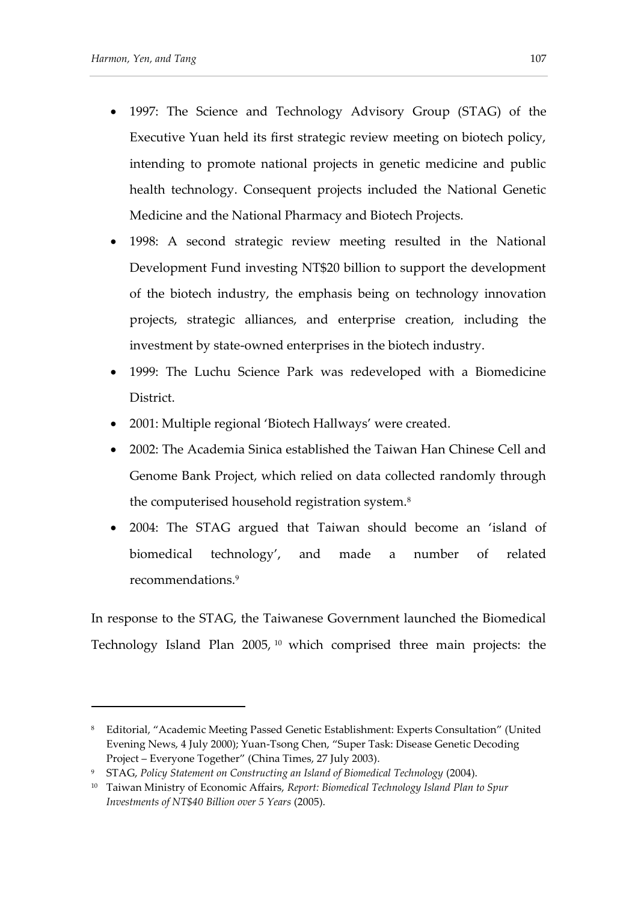- 1997: The Science and Technology Advisory Group (STAG) of the Executive Yuan held its first strategic review meeting on biotech policy, intending to promote national projects in genetic medicine and public health technology. Consequent projects included the National Genetic Medicine and the National Pharmacy and Biotech Projects.
- 1998: A second strategic review meeting resulted in the National Development Fund investing NT$20 billion to support the development of the biotech industry, the emphasis being on technology innovation projects, strategic alliances, and enterprise creation, including the investment by state-owned enterprises in the biotech industry.
- 1999: The Luchu Science Park was redeveloped with a Biomedicine District.
- 2001: Multiple regional 'Biotech Hallways' were created.
- 2002: The Academia Sinica established the Taiwan Han Chinese Cell and Genome Bank Project, which relied on data collected randomly through the computerised household registration system.[8]
- 2004: The STAG argued that Taiwan should become an 'island of biomedical technology', and made a number of related recommendations.[9]

In response to the STAG, the Taiwanese Government launched the Biomedical Technology Island Plan 2005,[10] which comprised three main projects: the

---

[8] Editorial, "Academic Meeting Passed Genetic Establishment: Experts Consultation" (United Evening News, 4 July 2000); Yuan-Tsong Chen, "Super Task: Disease Genetic Decoding Project – Everyone Together" (China Times, 27 July 2003).

[9] STAG, *Policy Statement on Constructing an Island of Biomedical Technology* (2004).

[10] Taiwan Ministry of Economic Affairs, *Report: Biomedical Technology Island Plan to Spur Investments of NT$40 Billion over 5 Years* (2005).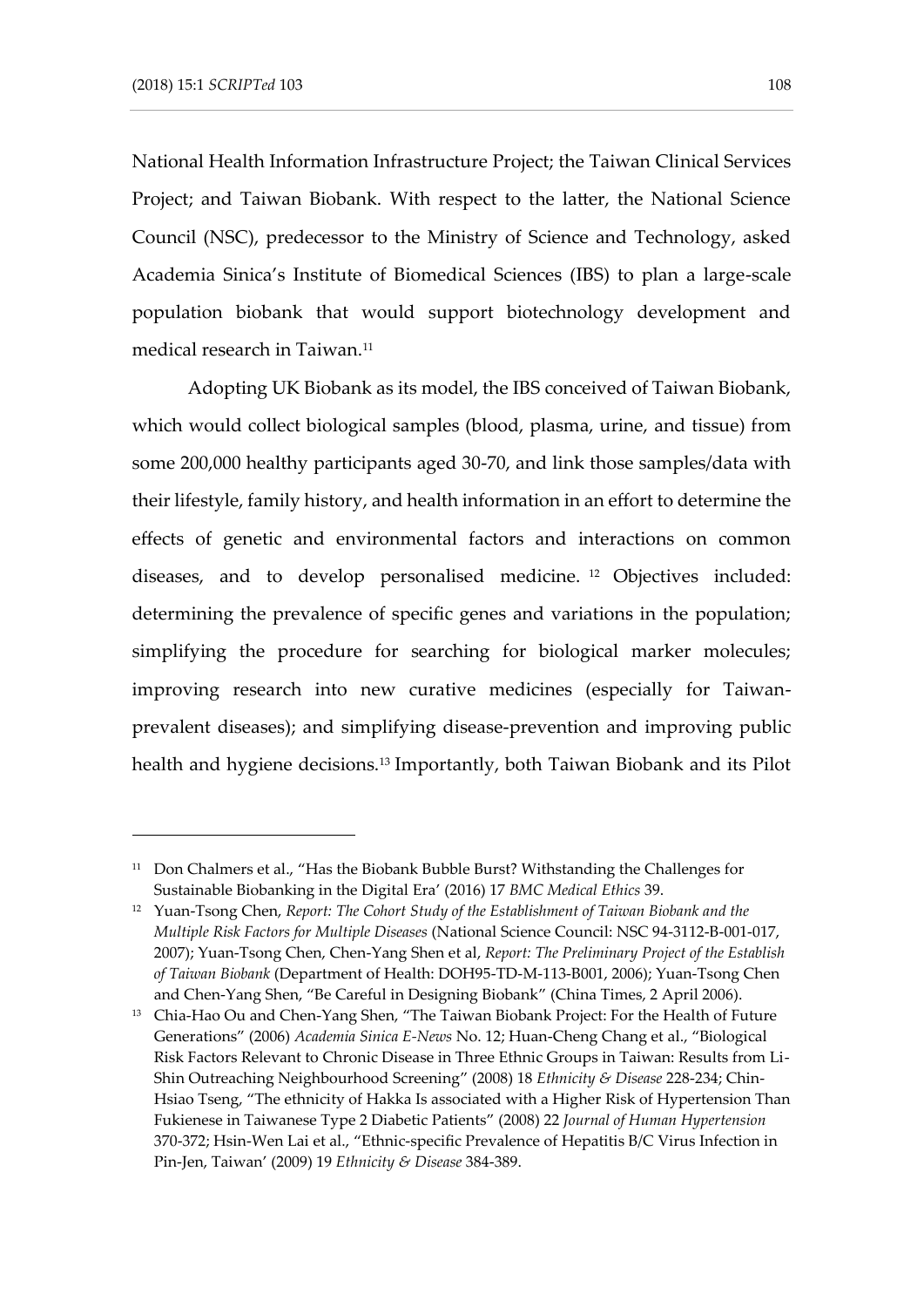National Health Information Infrastructure Project; the Taiwan Clinical Services Project; and Taiwan Biobank. With respect to the latter, the National Science Council (NSC), predecessor to the Ministry of Science and Technology, asked Academia Sinica's Institute of Biomedical Sciences (IBS) to plan a large-scale population biobank that would support biotechnology development and medical research in Taiwan.[11]

Adopting UK Biobank as its model, the IBS conceived of Taiwan Biobank, which would collect biological samples (blood, plasma, urine, and tissue) from some 200,000 healthy participants aged 30-70, and link those samples/data with their lifestyle, family history, and health information in an effort to determine the effects of genetic and environmental factors and interactions on common diseases, and to develop personalised medicine.[12] Objectives included: determining the prevalence of specific genes and variations in the population; simplifying the procedure for searching for biological marker molecules; improving research into new curative medicines (especially for Taiwan-prevalent diseases); and simplifying disease-prevention and improving public health and hygiene decisions.[13] Importantly, both Taiwan Biobank and its Pilot

---

[11] Don Chalmers et al., "Has the Biobank Bubble Burst? Withstanding the Challenges for Sustainable Biobanking in the Digital Era' (2016) 17 *BMC Medical Ethics* 39.

[12] Yuan-Tsong Chen, *Report: The Cohort Study of the Establishment of Taiwan Biobank and the Multiple Risk Factors for Multiple Diseases* (National Science Council: NSC 94-3112-B-001-017, 2007); Yuan-Tsong Chen, Chen-Yang Shen et al, *Report: The Preliminary Project of the Establish of Taiwan Biobank* (Department of Health: DOH95-TD-M-113-B001, 2006); Yuan-Tsong Chen and Chen-Yang Shen, "Be Careful in Designing Biobank" (China Times, 2 April 2006).

[13] Chia-Hao Ou and Chen-Yang Shen, "The Taiwan Biobank Project: For the Health of Future Generations" (2006) *Academia Sinica E-News* No. 12; Huan-Cheng Chang et al., "Biological Risk Factors Relevant to Chronic Disease in Three Ethnic Groups in Taiwan: Results from Li-Shin Outreaching Neighbourhood Screening" (2008) 18 *Ethnicity & Disease* 228-234; Chin-Hsiao Tseng, "The ethnicity of Hakka Is associated with a Higher Risk of Hypertension Than Fukienese in Taiwanese Type 2 Diabetic Patients" (2008) 22 *Journal of Human Hypertension* 370-372; Hsin-Wen Lai et al., "Ethnic-specific Prevalence of Hepatitis B/C Virus Infection in Pin-Jen, Taiwan' (2009) 19 *Ethnicity & Disease* 384-389.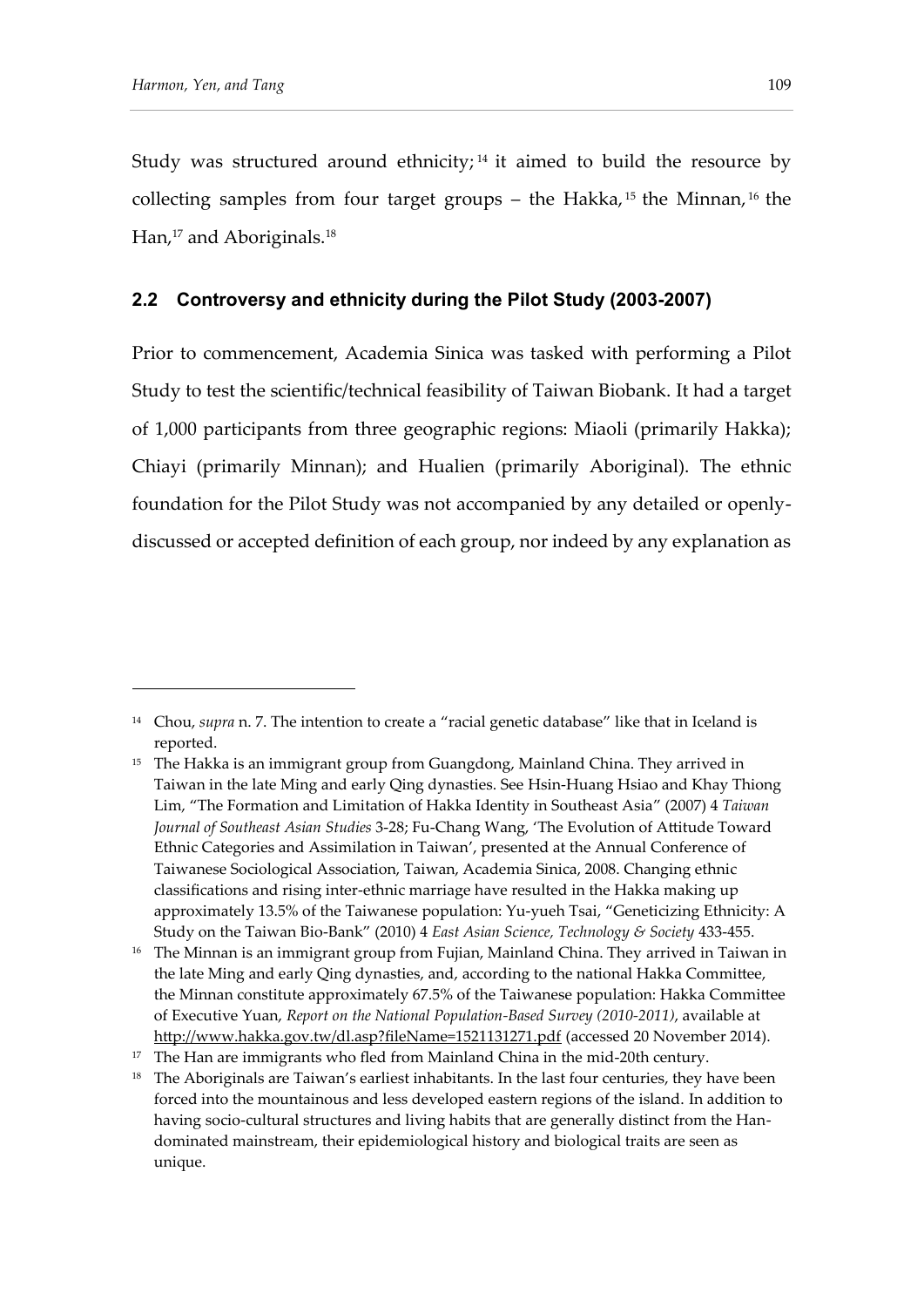Study was structured around ethnicity;[14] it aimed to build the resource by collecting samples from four target groups – the Hakka,[15] the Minnan,[16] the Han,[17] and Aboriginals.[18]

### 2.2 Controversy and ethnicity during the Pilot Study (2003-2007)

Prior to commencement, Academia Sinica was tasked with performing a Pilot Study to test the scientific/technical feasibility of Taiwan Biobank. It had a target of 1,000 participants from three geographic regions: Miaoli (primarily Hakka); Chiayi (primarily Minnan); and Hualien (primarily Aboriginal). The ethnic foundation for the Pilot Study was not accompanied by any detailed or openly-discussed or accepted definition of each group, nor indeed by any explanation as

---

[14] Chou, *supra* n. 7. The intention to create a "racial genetic database" like that in Iceland is reported.

[15] The Hakka is an immigrant group from Guangdong, Mainland China. They arrived in Taiwan in the late Ming and early Qing dynasties. See Hsin-Huang Hsiao and Khay Thiong Lim, "The Formation and Limitation of Hakka Identity in Southeast Asia" (2007) 4 *Taiwan Journal of Southeast Asian Studies* 3-28; Fu-Chang Wang, 'The Evolution of Attitude Toward Ethnic Categories and Assimilation in Taiwan', presented at the Annual Conference of Taiwanese Sociological Association, Taiwan, Academia Sinica, 2008. Changing ethnic classifications and rising inter-ethnic marriage have resulted in the Hakka making up approximately 13.5% of the Taiwanese population: Yu-yueh Tsai, "Geneticizing Ethnicity: A Study on the Taiwan Bio-Bank" (2010) 4 *East Asian Science, Technology & Society* 433-455.

[16] The Minnan is an immigrant group from Fujian, Mainland China. They arrived in Taiwan in the late Ming and early Qing dynasties, and, according to the national Hakka Committee, the Minnan constitute approximately 67.5% of the Taiwanese population: Hakka Committee of Executive Yuan, *Report on the National Population-Based Survey (2010-2011)*, available at http://www.hakka.gov.tw/dl.asp?fileName=1521131271.pdf (accessed 20 November 2014).

[17] The Han are immigrants who fled from Mainland China in the mid-20th century.

[18] The Aboriginals are Taiwan's earliest inhabitants. In the last four centuries, they have been forced into the mountainous and less developed eastern regions of the island. In addition to having socio-cultural structures and living habits that are generally distinct from the Han-dominated mainstream, their epidemiological history and biological traits are seen as unique.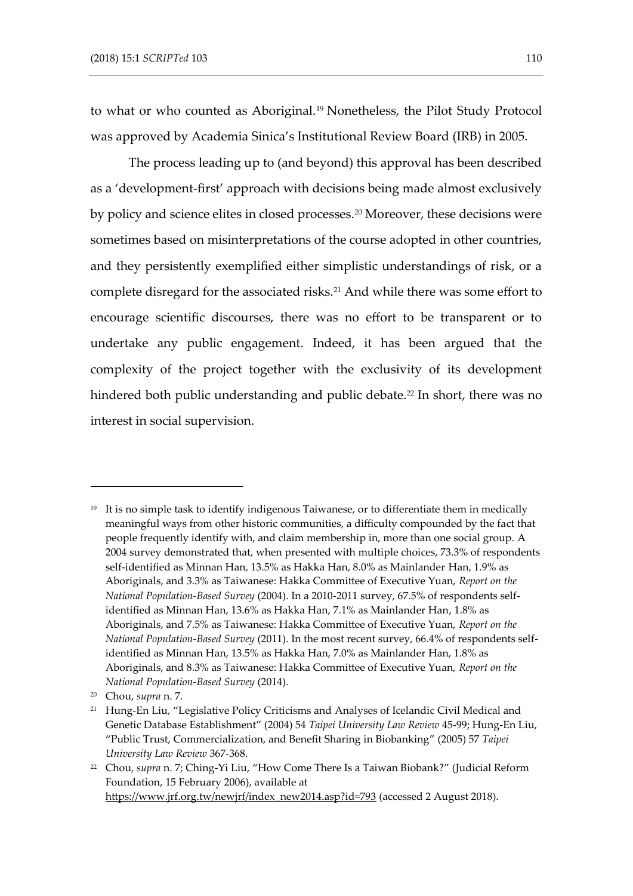to what or who counted as Aboriginal.[19] Nonetheless, the Pilot Study Protocol was approved by Academia Sinica's Institutional Review Board (IRB) in 2005.

The process leading up to (and beyond) this approval has been described as a 'development-first' approach with decisions being made almost exclusively by policy and science elites in closed processes.[20] Moreover, these decisions were sometimes based on misinterpretations of the course adopted in other countries, and they persistently exemplified either simplistic understandings of risk, or a complete disregard for the associated risks.[21] And while there was some effort to encourage scientific discourses, there was no effort to be transparent or to undertake any public engagement. Indeed, it has been argued that the complexity of the project together with the exclusivity of its development hindered both public understanding and public debate.[22] In short, there was no interest in social supervision.

---

[19] It is no simple task to identify indigenous Taiwanese, or to differentiate them in medically meaningful ways from other historic communities, a difficulty compounded by the fact that people frequently identify with, and claim membership in, more than one social group. A 2004 survey demonstrated that, when presented with multiple choices, 73.3% of respondents self-identified as Minnan Han, 13.5% as Hakka Han, 8.0% as Mainlander Han, 1.9% as Aboriginals, and 3.3% as Taiwanese: Hakka Committee of Executive Yuan, *Report on the National Population-Based Survey* (2004). In a 2010-2011 survey, 67.5% of respondents self-identified as Minnan Han, 13.6% as Hakka Han, 7.1% as Mainlander Han, 1.8% as Aboriginals, and 7.5% as Taiwanese: Hakka Committee of Executive Yuan, *Report on the National Population-Based Survey* (2011). In the most recent survey, 66.4% of respondents self-identified as Minnan Han, 13.5% as Hakka Han, 7.0% as Mainlander Han, 1.8% as Aboriginals, and 8.3% as Taiwanese: Hakka Committee of Executive Yuan, *Report on the National Population-Based Survey* (2014).

[20] Chou, *supra* n. 7.

[21] Hung-En Liu, "Legislative Policy Criticisms and Analyses of Icelandic Civil Medical and Genetic Database Establishment" (2004) 54 *Taipei University Law Review* 45-99; Hung-En Liu, "Public Trust, Commercialization, and Benefit Sharing in Biobanking" (2005) 57 *Taipei University Law Review* 367-368.

[22] Chou, *supra* n. 7; Ching-Yi Liu, "How Come There Is a Taiwan Biobank?" (Judicial Reform Foundation, 15 February 2006), available at https://www.jrf.org.tw/newjrf/index_new2014.asp?id=793 (accessed 2 August 2018).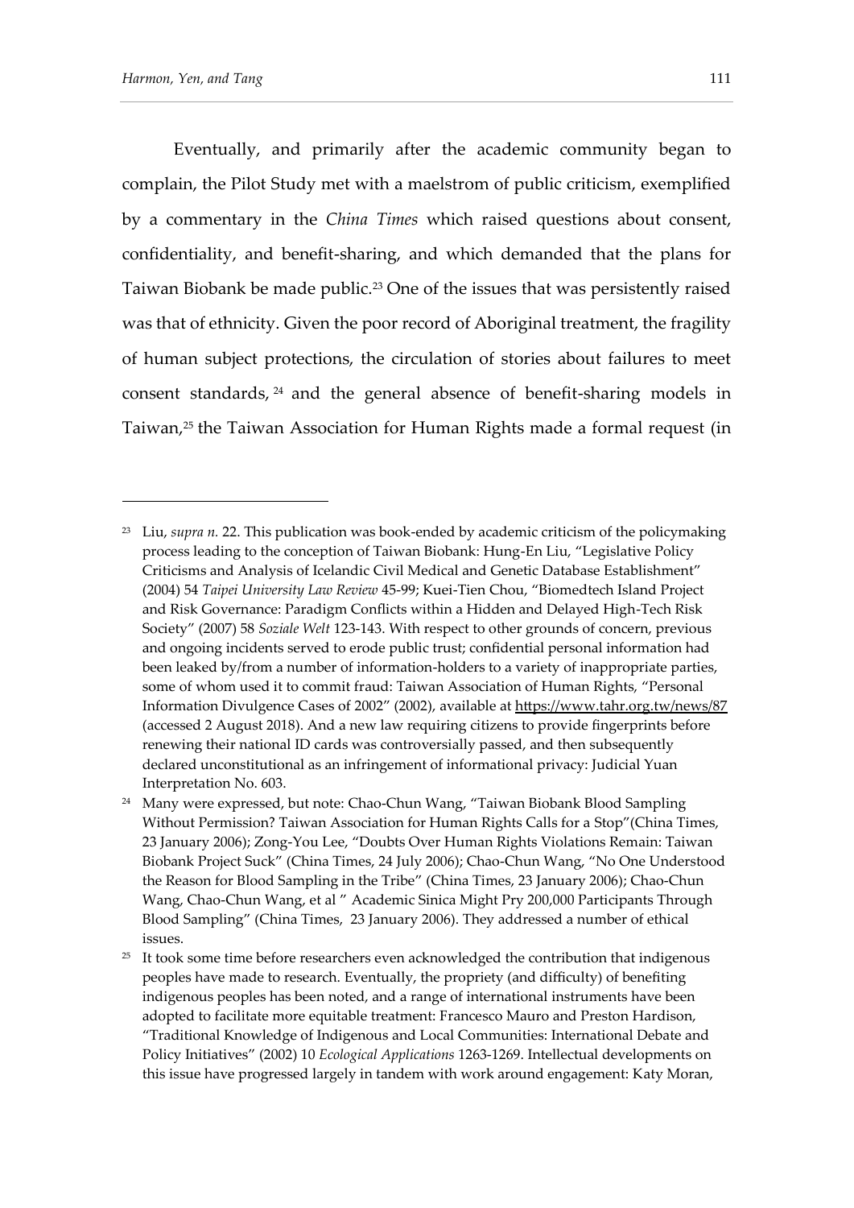Eventually, and primarily after the academic community began to complain, the Pilot Study met with a maelstrom of public criticism, exemplified by a commentary in the *China Times* which raised questions about consent, confidentiality, and benefit-sharing, and which demanded that the plans for Taiwan Biobank be made public.[23] One of the issues that was persistently raised was that of ethnicity. Given the poor record of Aboriginal treatment, the fragility of human subject protections, the circulation of stories about failures to meet consent standards,[24] and the general absence of benefit-sharing models in Taiwan,[25] the Taiwan Association for Human Rights made a formal request (in

---

[23] Liu, *supra n.* 22. This publication was book-ended by academic criticism of the policymaking process leading to the conception of Taiwan Biobank: Hung-En Liu, "Legislative Policy Criticisms and Analysis of Icelandic Civil Medical and Genetic Database Establishment" (2004) 54 *Taipei University Law Review* 45-99; Kuei-Tien Chou, "Biomedtech Island Project and Risk Governance: Paradigm Conflicts within a Hidden and Delayed High-Tech Risk Society" (2007) 58 *Soziale Welt* 123-143. With respect to other grounds of concern, previous and ongoing incidents served to erode public trust; confidential personal information had been leaked by/from a number of information-holders to a variety of inappropriate parties, some of whom used it to commit fraud: Taiwan Association of Human Rights, "Personal Information Divulgence Cases of 2002" (2002), available at https://www.tahr.org.tw/news/87 (accessed 2 August 2018). And a new law requiring citizens to provide fingerprints before renewing their national ID cards was controversially passed, and then subsequently declared unconstitutional as an infringement of informational privacy: Judicial Yuan Interpretation No. 603.

[24] Many were expressed, but note: Chao-Chun Wang, "Taiwan Biobank Blood Sampling Without Permission? Taiwan Association for Human Rights Calls for a Stop"(China Times, 23 January 2006); Zong-You Lee, "Doubts Over Human Rights Violations Remain: Taiwan Biobank Project Suck" (China Times, 24 July 2006); Chao-Chun Wang, "No One Understood the Reason for Blood Sampling in the Tribe" (China Times, 23 January 2006); Chao-Chun Wang, Chao-Chun Wang, et al " Academic Sinica Might Pry 200,000 Participants Through Blood Sampling" (China Times, 23 January 2006). They addressed a number of ethical issues.

[25] It took some time before researchers even acknowledged the contribution that indigenous peoples have made to research. Eventually, the propriety (and difficulty) of benefiting indigenous peoples has been noted, and a range of international instruments have been adopted to facilitate more equitable treatment: Francesco Mauro and Preston Hardison, "Traditional Knowledge of Indigenous and Local Communities: International Debate and Policy Initiatives" (2002) 10 *Ecological Applications* 1263-1269. Intellectual developments on this issue have progressed largely in tandem with work around engagement: Katy Moran,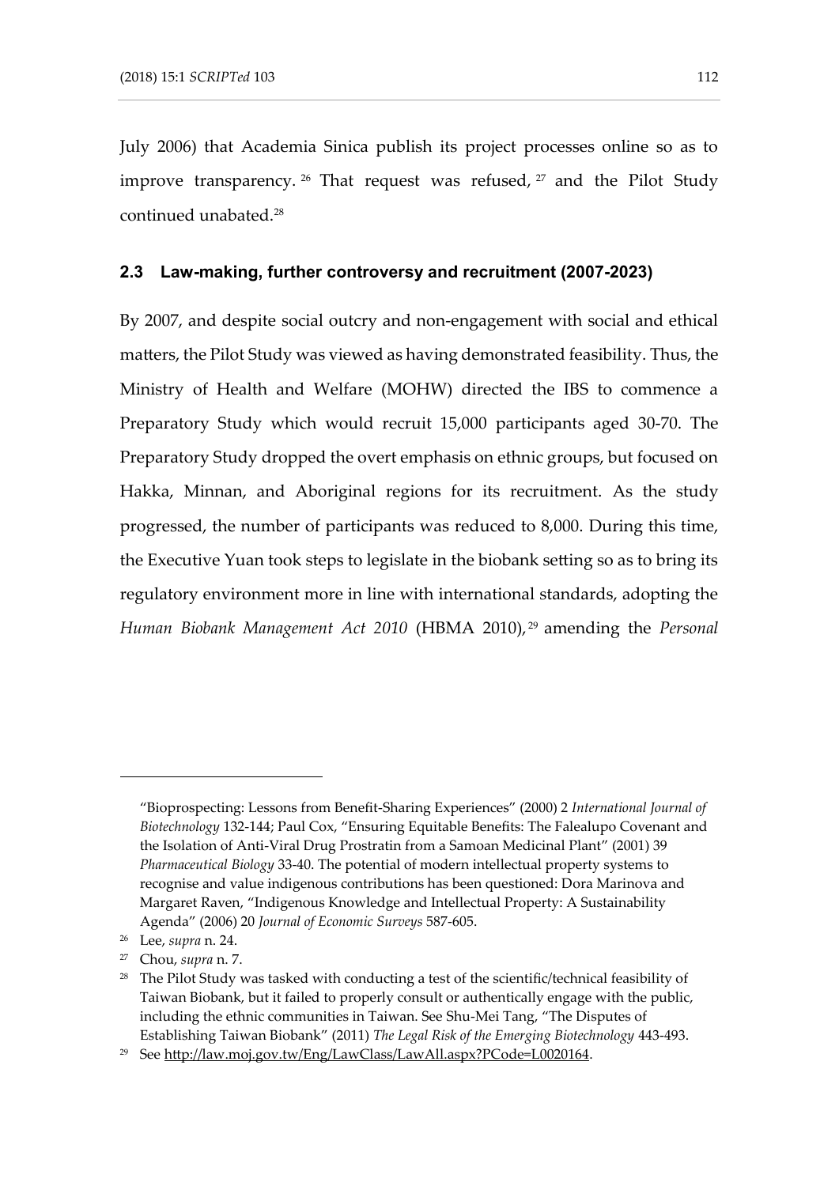July 2006) that Academia Sinica publish its project processes online so as to improve transparency.[26] That request was refused,[27] and the Pilot Study continued unabated.[28]

### 2.3 Law-making, further controversy and recruitment (2007-2023)

By 2007, and despite social outcry and non-engagement with social and ethical matters, the Pilot Study was viewed as having demonstrated feasibility. Thus, the Ministry of Health and Welfare (MOHW) directed the IBS to commence a Preparatory Study which would recruit 15,000 participants aged 30-70. The Preparatory Study dropped the overt emphasis on ethnic groups, but focused on Hakka, Minnan, and Aboriginal regions for its recruitment. As the study progressed, the number of participants was reduced to 8,000. During this time, the Executive Yuan took steps to legislate in the biobank setting so as to bring its regulatory environment more in line with international standards, adopting the *Human Biobank Management Act 2010* (HBMA 2010),[29] amending the *Personal*

---

"Bioprospecting: Lessons from Benefit-Sharing Experiences" (2000) 2 *International Journal of Biotechnology* 132-144; Paul Cox, "Ensuring Equitable Benefits: The Falealupo Covenant and the Isolation of Anti-Viral Drug Prostratin from a Samoan Medicinal Plant" (2001) 39 *Pharmaceutical Biology* 33-40. The potential of modern intellectual property systems to recognise and value indigenous contributions has been questioned: Dora Marinova and Margaret Raven, "Indigenous Knowledge and Intellectual Property: A Sustainability Agenda" (2006) 20 *Journal of Economic Surveys* 587-605.

[26] Lee, *supra* n. 24.

[27] Chou, *supra* n. 7.

[28] The Pilot Study was tasked with conducting a test of the scientific/technical feasibility of Taiwan Biobank, but it failed to properly consult or authentically engage with the public, including the ethnic communities in Taiwan. See Shu-Mei Tang, "The Disputes of Establishing Taiwan Biobank" (2011) *The Legal Risk of the Emerging Biotechnology* 443-493.

[29] See http://law.moj.gov.tw/Eng/LawClass/LawAll.aspx?PCode=L0020164.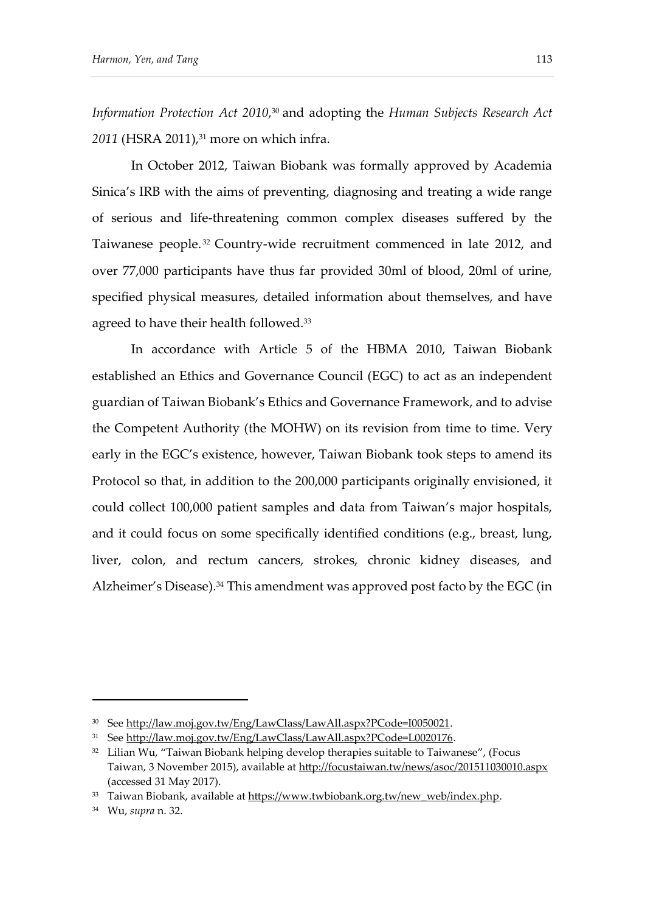*Information Protection Act 2010*,[30] and adopting the *Human Subjects Research Act 2011* (HSRA 2011),[31] more on which infra.

In October 2012, Taiwan Biobank was formally approved by Academia Sinica's IRB with the aims of preventing, diagnosing and treating a wide range of serious and life-threatening common complex diseases suffered by the Taiwanese people.[32] Country-wide recruitment commenced in late 2012, and over 77,000 participants have thus far provided 30ml of blood, 20ml of urine, specified physical measures, detailed information about themselves, and have agreed to have their health followed.[33]

In accordance with Article 5 of the HBMA 2010, Taiwan Biobank established an Ethics and Governance Council (EGC) to act as an independent guardian of Taiwan Biobank's Ethics and Governance Framework, and to advise the Competent Authority (the MOHW) on its revision from time to time. Very early in the EGC's existence, however, Taiwan Biobank took steps to amend its Protocol so that, in addition to the 200,000 participants originally envisioned, it could collect 100,000 patient samples and data from Taiwan's major hospitals, and it could focus on some specifically identified conditions (e.g., breast, lung, liver, colon, and rectum cancers, strokes, chronic kidney diseases, and Alzheimer's Disease).[34] This amendment was approved post facto by the EGC (in

---

[30] See http://law.moj.gov.tw/Eng/LawClass/LawAll.aspx?PCode=I0050021.

[31] See http://law.moj.gov.tw/Eng/LawClass/LawAll.aspx?PCode=L0020176.

[32] Lilian Wu, "Taiwan Biobank helping develop therapies suitable to Taiwanese", (Focus Taiwan, 3 November 2015), available at http://focustaiwan.tw/news/asoc/201511030010.aspx (accessed 31 May 2017).

[33] Taiwan Biobank, available at https://www.twbiobank.org.tw/new_web/index.php.

[34] Wu, *supra* n. 32.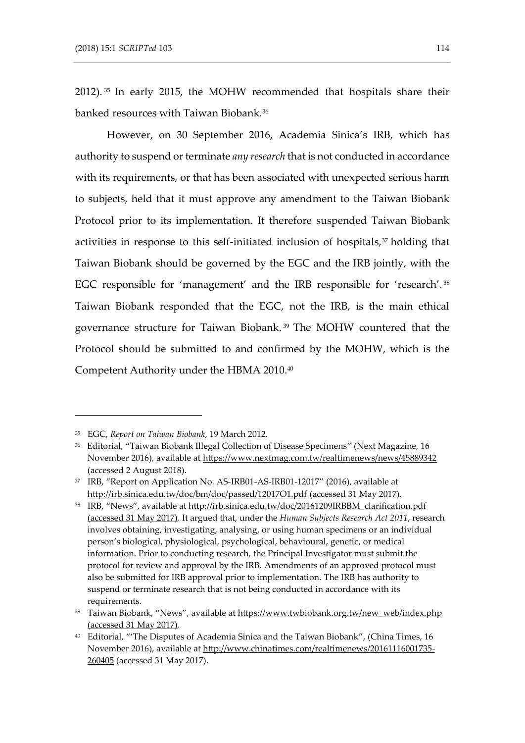2012).[35] In early 2015, the MOHW recommended that hospitals share their banked resources with Taiwan Biobank.[36]

However, on 30 September 2016, Academia Sinica's IRB, which has authority to suspend or terminate *any research* that is not conducted in accordance with its requirements, or that has been associated with unexpected serious harm to subjects, held that it must approve any amendment to the Taiwan Biobank Protocol prior to its implementation. It therefore suspended Taiwan Biobank activities in response to this self-initiated inclusion of hospitals,[37] holding that Taiwan Biobank should be governed by the EGC and the IRB jointly, with the EGC responsible for 'management' and the IRB responsible for 'research'.[38] Taiwan Biobank responded that the EGC, not the IRB, is the main ethical governance structure for Taiwan Biobank.[39] The MOHW countered that the Protocol should be submitted to and confirmed by the MOHW, which is the Competent Authority under the HBMA 2010.[40]

---

[35] EGC, *Report on Taiwan Biobank*, 19 March 2012.

[36] Editorial, "Taiwan Biobank Illegal Collection of Disease Specimens" (Next Magazine, 16 November 2016), available at https://www.nextmag.com.tw/realtimenews/news/45889342 (accessed 2 August 2018).

[37] IRB, "Report on Application No. AS-IRB01-AS-IRB01-12017" (2016), available at http://irb.sinica.edu.tw/doc/bm/doc/passed/12017O1.pdf (accessed 31 May 2017).

[38] IRB, "News", available at http://irb.sinica.edu.tw/doc/20161209IRBBM_clarification.pdf (accessed 31 May 2017). It argued that, under the *Human Subjects Research Act 2011*, research involves obtaining, investigating, analysing, or using human specimens or an individual person's biological, physiological, psychological, behavioural, genetic, or medical information. Prior to conducting research, the Principal Investigator must submit the protocol for review and approval by the IRB. Amendments of an approved protocol must also be submitted for IRB approval prior to implementation. The IRB has authority to suspend or terminate research that is not being conducted in accordance with its requirements.

[39] Taiwan Biobank, "News", available at https://www.twbiobank.org.tw/new_web/index.php (accessed 31 May 2017).

[40] Editorial, "'The Disputes of Academia Sinica and the Taiwan Biobank", (China Times, 16 November 2016), available at http://www.chinatimes.com/realtimenews/20161116001735-260405 (accessed 31 May 2017).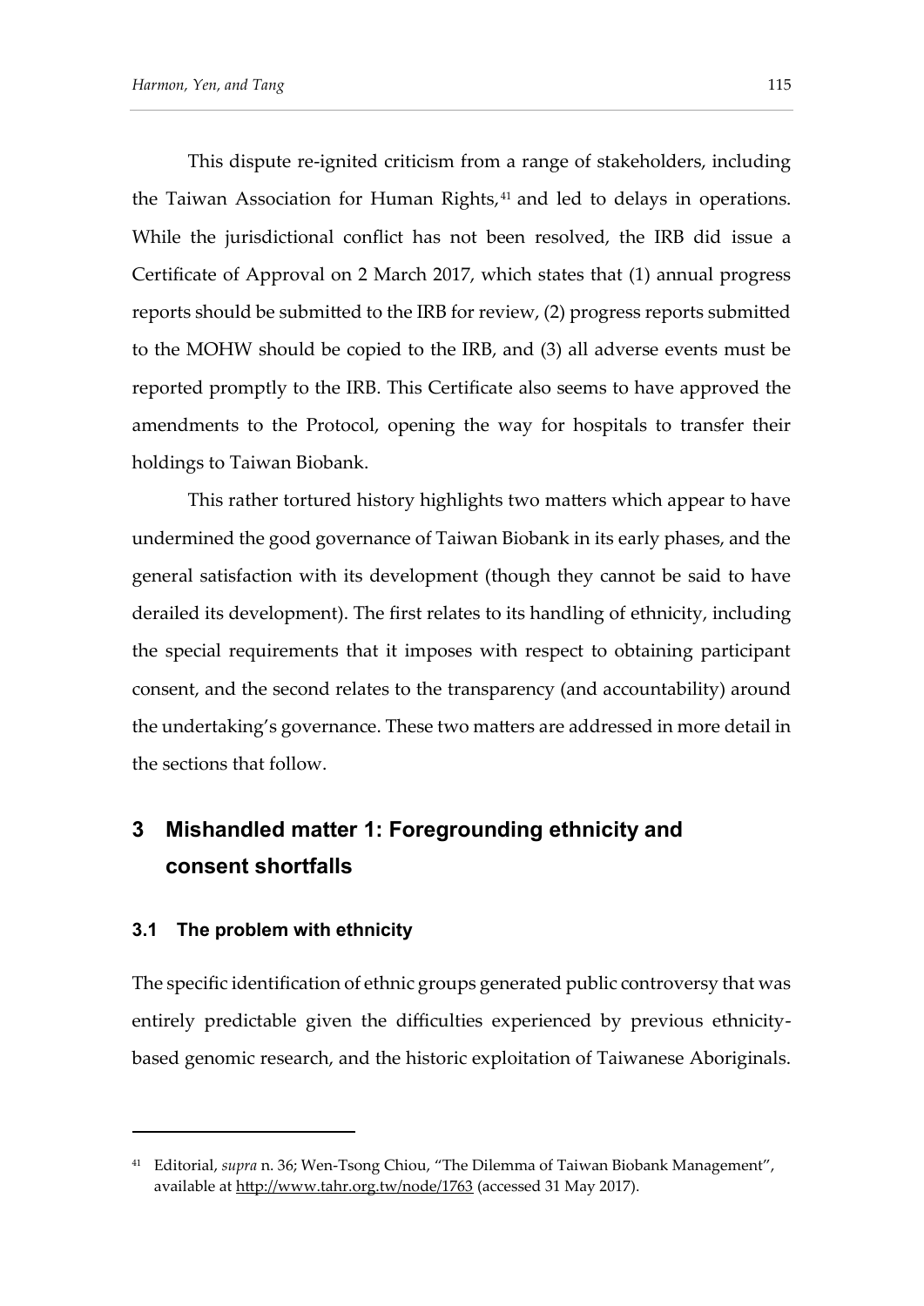This dispute re-ignited criticism from a range of stakeholders, including the Taiwan Association for Human Rights,[41] and led to delays in operations. While the jurisdictional conflict has not been resolved, the IRB did issue a Certificate of Approval on 2 March 2017, which states that (1) annual progress reports should be submitted to the IRB for review, (2) progress reports submitted to the MOHW should be copied to the IRB, and (3) all adverse events must be reported promptly to the IRB. This Certificate also seems to have approved the amendments to the Protocol, opening the way for hospitals to transfer their holdings to Taiwan Biobank.

This rather tortured history highlights two matters which appear to have undermined the good governance of Taiwan Biobank in its early phases, and the general satisfaction with its development (though they cannot be said to have derailed its development). The first relates to its handling of ethnicity, including the special requirements that it imposes with respect to obtaining participant consent, and the second relates to the transparency (and accountability) around the undertaking's governance. These two matters are addressed in more detail in the sections that follow.

## 3 Mishandled matter 1: Foregrounding ethnicity and consent shortfalls

### 3.1 The problem with ethnicity

The specific identification of ethnic groups generated public controversy that was entirely predictable given the difficulties experienced by previous ethnicity-based genomic research, and the historic exploitation of Taiwanese Aboriginals.

---

[41] Editorial, *supra* n. 36; Wen-Tsong Chiou, "The Dilemma of Taiwan Biobank Management", available at http://www.tahr.org.tw/node/1763 (accessed 31 May 2017).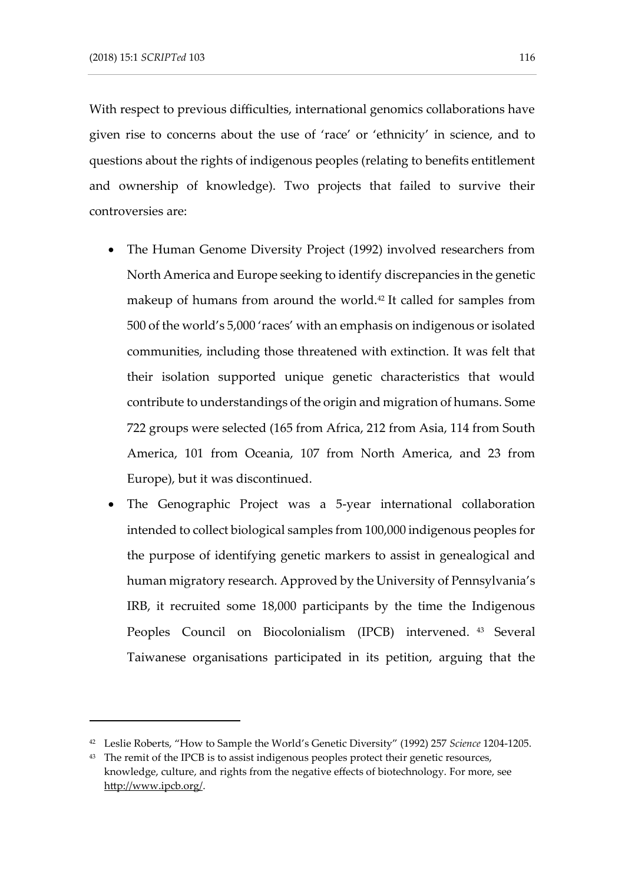With respect to previous difficulties, international genomics collaborations have given rise to concerns about the use of 'race' or 'ethnicity' in science, and to questions about the rights of indigenous peoples (relating to benefits entitlement and ownership of knowledge). Two projects that failed to survive their controversies are:

- The Human Genome Diversity Project (1992) involved researchers from North America and Europe seeking to identify discrepancies in the genetic makeup of humans from around the world.[42] It called for samples from 500 of the world's 5,000 'races' with an emphasis on indigenous or isolated communities, including those threatened with extinction. It was felt that their isolation supported unique genetic characteristics that would contribute to understandings of the origin and migration of humans. Some 722 groups were selected (165 from Africa, 212 from Asia, 114 from South America, 101 from Oceania, 107 from North America, and 23 from Europe), but it was discontinued.
- The Genographic Project was a 5-year international collaboration intended to collect biological samples from 100,000 indigenous peoples for the purpose of identifying genetic markers to assist in genealogical and human migratory research. Approved by the University of Pennsylvania's IRB, it recruited some 18,000 participants by the time the Indigenous Peoples Council on Biocolonialism (IPCB) intervened.[43] Several Taiwanese organisations participated in its petition, arguing that the

---

[42] Leslie Roberts, "How to Sample the World's Genetic Diversity" (1992) 257 *Science* 1204-1205.

[43] The remit of the IPCB is to assist indigenous peoples protect their genetic resources, knowledge, culture, and rights from the negative effects of biotechnology. For more, see http://www.ipcb.org/.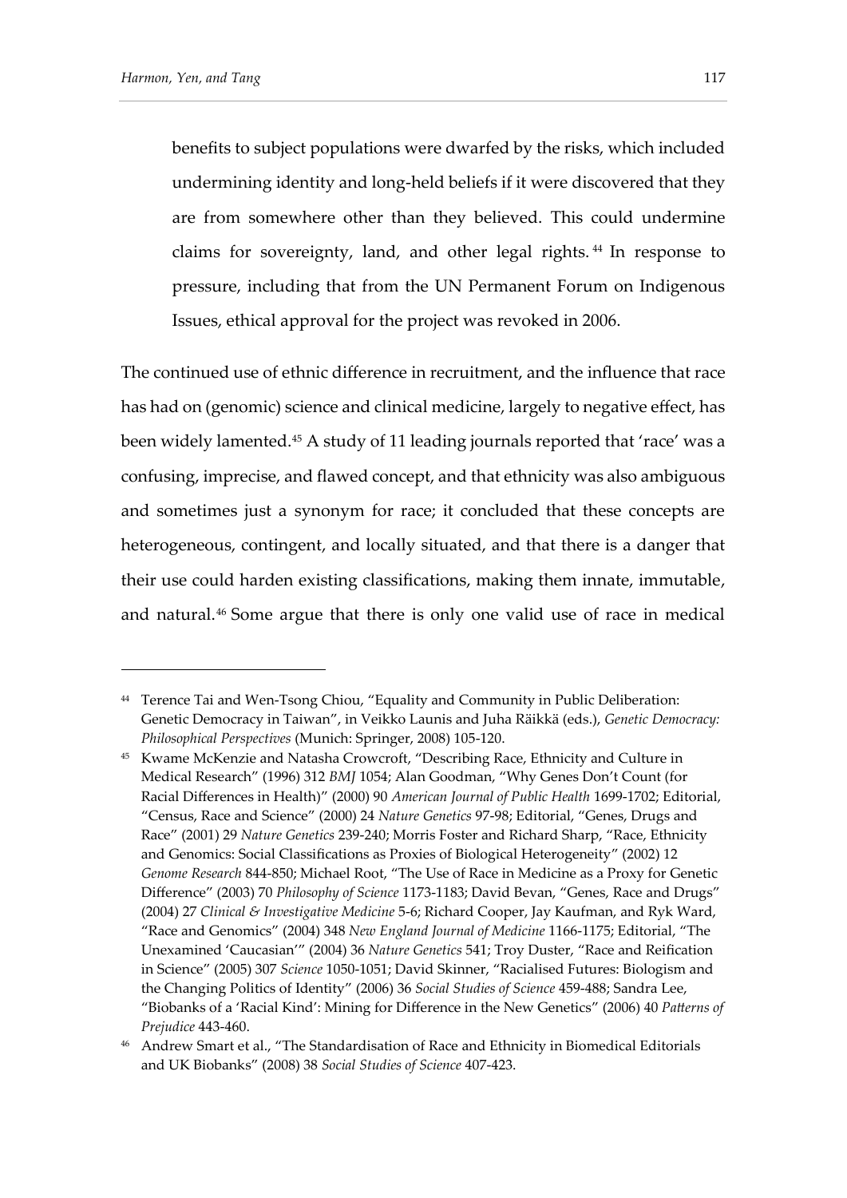> benefits to subject populations were dwarfed by the risks, which included undermining identity and long-held beliefs if it were discovered that they are from somewhere other than they believed. This could undermine claims for sovereignty, land, and other legal rights.[44] In response to pressure, including that from the UN Permanent Forum on Indigenous Issues, ethical approval for the project was revoked in 2006.

The continued use of ethnic difference in recruitment, and the influence that race has had on (genomic) science and clinical medicine, largely to negative effect, has been widely lamented.[45] A study of 11 leading journals reported that 'race' was a confusing, imprecise, and flawed concept, and that ethnicity was also ambiguous and sometimes just a synonym for race; it concluded that these concepts are heterogeneous, contingent, and locally situated, and that there is a danger that their use could harden existing classifications, making them innate, immutable, and natural.[46] Some argue that there is only one valid use of race in medical

---

[44] Terence Tai and Wen-Tsong Chiou, "Equality and Community in Public Deliberation: Genetic Democracy in Taiwan", in Veikko Launis and Juha Räikkä (eds.), *Genetic Democracy: Philosophical Perspectives* (Munich: Springer, 2008) 105-120.

[45] Kwame McKenzie and Natasha Crowcroft, "Describing Race, Ethnicity and Culture in Medical Research" (1996) 312 *BMJ* 1054; Alan Goodman, "Why Genes Don't Count (for Racial Differences in Health)" (2000) 90 *American Journal of Public Health* 1699-1702; Editorial, "Census, Race and Science" (2000) 24 *Nature Genetics* 97-98; Editorial, "Genes, Drugs and Race" (2001) 29 *Nature Genetics* 239-240; Morris Foster and Richard Sharp, "Race, Ethnicity and Genomics: Social Classifications as Proxies of Biological Heterogeneity" (2002) 12 *Genome Research* 844-850; Michael Root, "The Use of Race in Medicine as a Proxy for Genetic Difference" (2003) 70 *Philosophy of Science* 1173-1183; David Bevan, "Genes, Race and Drugs" (2004) 27 *Clinical & Investigative Medicine* 5-6; Richard Cooper, Jay Kaufman, and Ryk Ward, "Race and Genomics" (2004) 348 *New England Journal of Medicine* 1166-1175; Editorial, "The Unexamined 'Caucasian'" (2004) 36 *Nature Genetics* 541; Troy Duster, "Race and Reification in Science" (2005) 307 *Science* 1050-1051; David Skinner, "Racialised Futures: Biologism and the Changing Politics of Identity" (2006) 36 *Social Studies of Science* 459-488; Sandra Lee, "Biobanks of a 'Racial Kind': Mining for Difference in the New Genetics" (2006) 40 *Patterns of Prejudice* 443-460.

[46] Andrew Smart et al., "The Standardisation of Race and Ethnicity in Biomedical Editorials and UK Biobanks" (2008) 38 *Social Studies of Science* 407-423.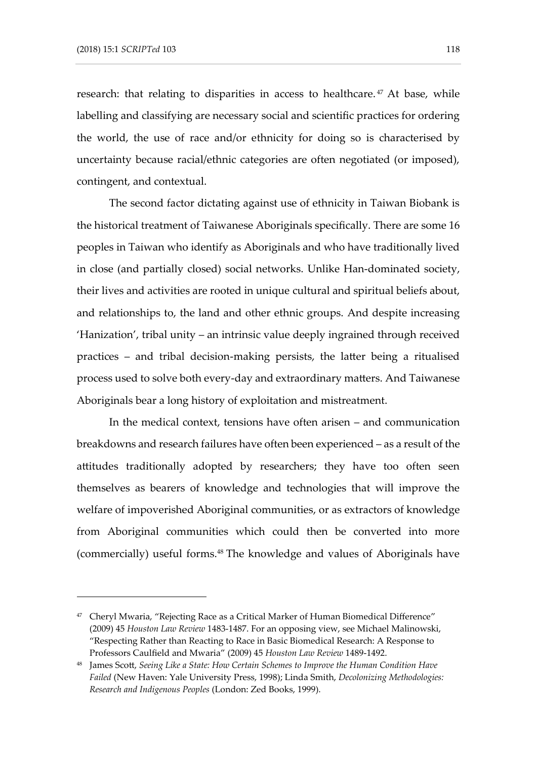research: that relating to disparities in access to healthcare.[47] At base, while labelling and classifying are necessary social and scientific practices for ordering the world, the use of race and/or ethnicity for doing so is characterised by uncertainty because racial/ethnic categories are often negotiated (or imposed), contingent, and contextual.

The second factor dictating against use of ethnicity in Taiwan Biobank is the historical treatment of Taiwanese Aboriginals specifically. There are some 16 peoples in Taiwan who identify as Aboriginals and who have traditionally lived in close (and partially closed) social networks. Unlike Han-dominated society, their lives and activities are rooted in unique cultural and spiritual beliefs about, and relationships to, the land and other ethnic groups. And despite increasing 'Hanization', tribal unity – an intrinsic value deeply ingrained through received practices – and tribal decision-making persists, the latter being a ritualised process used to solve both every-day and extraordinary matters. And Taiwanese Aboriginals bear a long history of exploitation and mistreatment.

In the medical context, tensions have often arisen – and communication breakdowns and research failures have often been experienced – as a result of the attitudes traditionally adopted by researchers; they have too often seen themselves as bearers of knowledge and technologies that will improve the welfare of impoverished Aboriginal communities, or as extractors of knowledge from Aboriginal communities which could then be converted into more (commercially) useful forms.[48] The knowledge and values of Aboriginals have

---

[47] Cheryl Mwaria, "Rejecting Race as a Critical Marker of Human Biomedical Difference" (2009) 45 *Houston Law Review* 1483-1487. For an opposing view, see Michael Malinowski, "Respecting Rather than Reacting to Race in Basic Biomedical Research: A Response to Professors Caulfield and Mwaria" (2009) 45 *Houston Law Review* 1489-1492.

[48] James Scott, *Seeing Like a State: How Certain Schemes to Improve the Human Condition Have Failed* (New Haven: Yale University Press, 1998); Linda Smith, *Decolonizing Methodologies: Research and Indigenous Peoples* (London: Zed Books, 1999).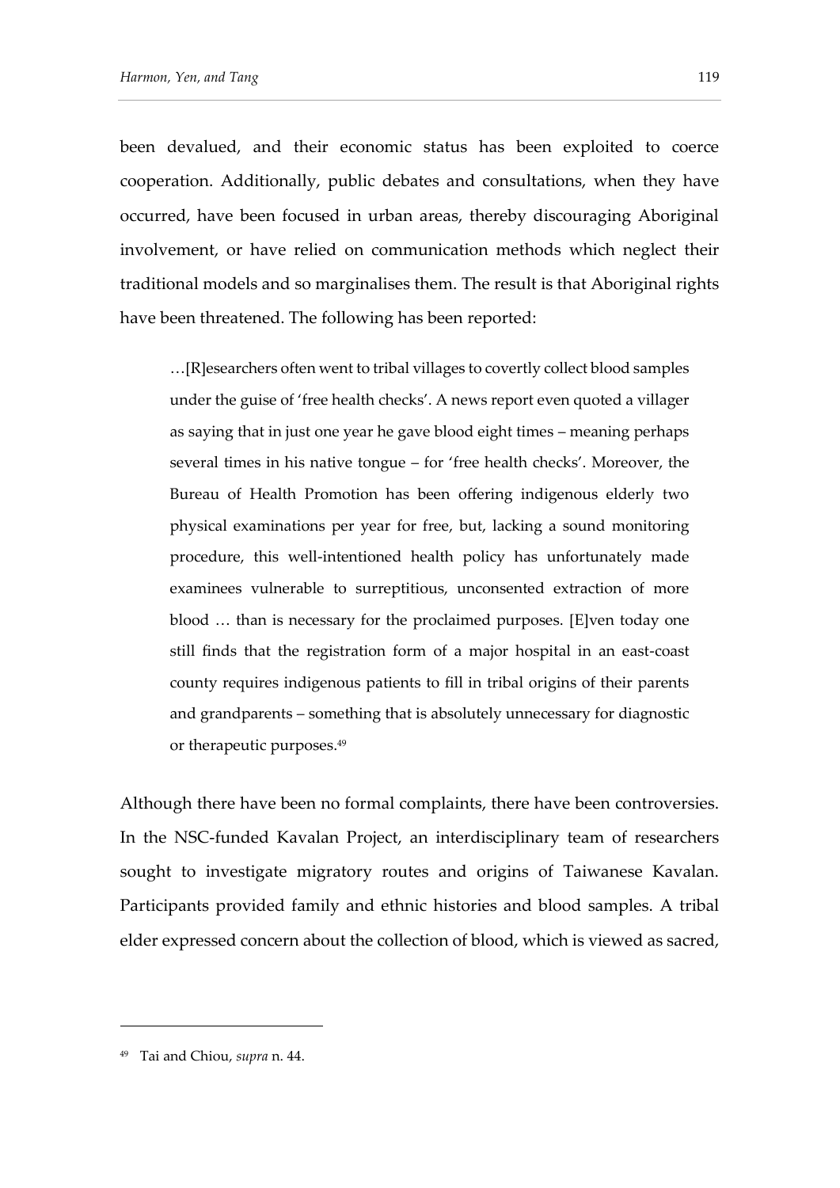been devalued, and their economic status has been exploited to coerce cooperation. Additionally, public debates and consultations, when they have occurred, have been focused in urban areas, thereby discouraging Aboriginal involvement, or have relied on communication methods which neglect their traditional models and so marginalises them. The result is that Aboriginal rights have been threatened. The following has been reported:

> …[R]esearchers often went to tribal villages to covertly collect blood samples under the guise of 'free health checks'. A news report even quoted a villager as saying that in just one year he gave blood eight times – meaning perhaps several times in his native tongue – for 'free health checks'. Moreover, the Bureau of Health Promotion has been offering indigenous elderly two physical examinations per year for free, but, lacking a sound monitoring procedure, this well-intentioned health policy has unfortunately made examinees vulnerable to surreptitious, unconsented extraction of more blood … than is necessary for the proclaimed purposes. [E]ven today one still finds that the registration form of a major hospital in an east-coast county requires indigenous patients to fill in tribal origins of their parents and grandparents – something that is absolutely unnecessary for diagnostic or therapeutic purposes.[49]

Although there have been no formal complaints, there have been controversies. In the NSC-funded Kavalan Project, an interdisciplinary team of researchers sought to investigate migratory routes and origins of Taiwanese Kavalan. Participants provided family and ethnic histories and blood samples. A tribal elder expressed concern about the collection of blood, which is viewed as sacred,

---

[49] Tai and Chiou, *supra* n. 44.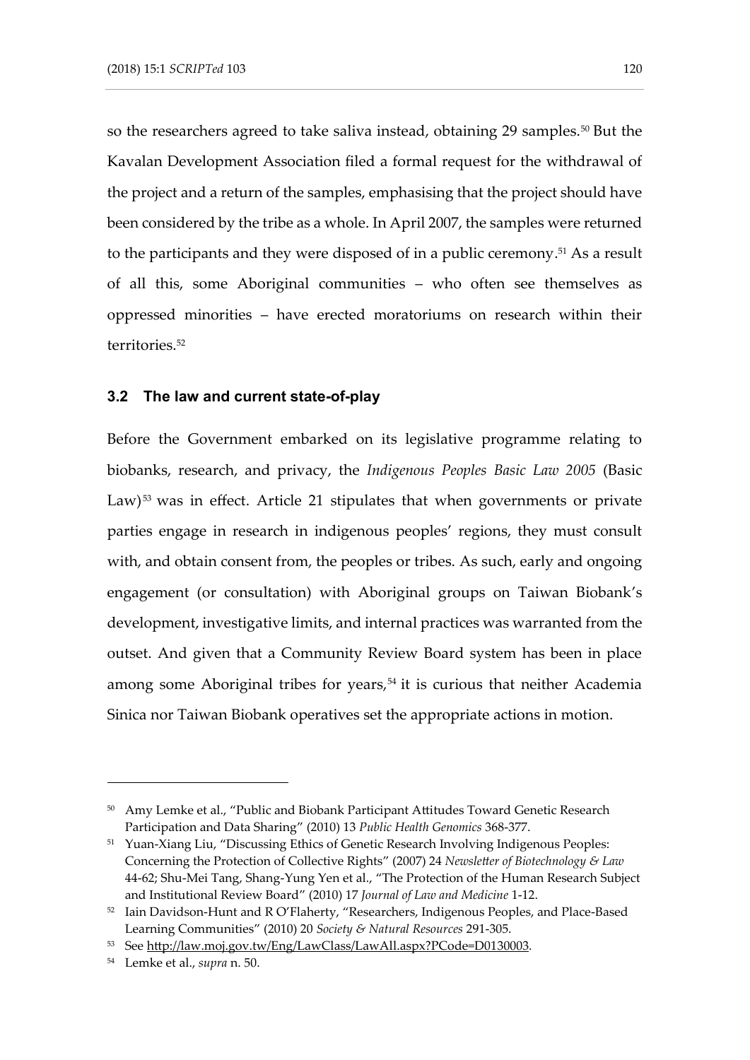so the researchers agreed to take saliva instead, obtaining 29 samples.[50] But the Kavalan Development Association filed a formal request for the withdrawal of the project and a return of the samples, emphasising that the project should have been considered by the tribe as a whole. In April 2007, the samples were returned to the participants and they were disposed of in a public ceremony.[51] As a result of all this, some Aboriginal communities – who often see themselves as oppressed minorities – have erected moratoriums on research within their territories.[52]

### 3.2 The law and current state-of-play

Before the Government embarked on its legislative programme relating to biobanks, research, and privacy, the *Indigenous Peoples Basic Law 2005* (Basic Law)[53] was in effect. Article 21 stipulates that when governments or private parties engage in research in indigenous peoples' regions, they must consult with, and obtain consent from, the peoples or tribes. As such, early and ongoing engagement (or consultation) with Aboriginal groups on Taiwan Biobank's development, investigative limits, and internal practices was warranted from the outset. And given that a Community Review Board system has been in place among some Aboriginal tribes for years,[54] it is curious that neither Academia Sinica nor Taiwan Biobank operatives set the appropriate actions in motion.

---

[50] Amy Lemke et al., "Public and Biobank Participant Attitudes Toward Genetic Research Participation and Data Sharing" (2010) 13 *Public Health Genomics* 368-377.

[51] Yuan-Xiang Liu, "Discussing Ethics of Genetic Research Involving Indigenous Peoples: Concerning the Protection of Collective Rights" (2007) 24 *Newsletter of Biotechnology & Law* 44-62; Shu-Mei Tang, Shang-Yung Yen et al., "The Protection of the Human Research Subject and Institutional Review Board" (2010) 17 *Journal of Law and Medicine* 1-12.

[52] Iain Davidson-Hunt and R O'Flaherty, "Researchers, Indigenous Peoples, and Place-Based Learning Communities" (2010) 20 *Society & Natural Resources* 291-305.

[53] See http://law.moj.gov.tw/Eng/LawClass/LawAll.aspx?PCode=D0130003.

[54] Lemke et al., *supra* n. 50.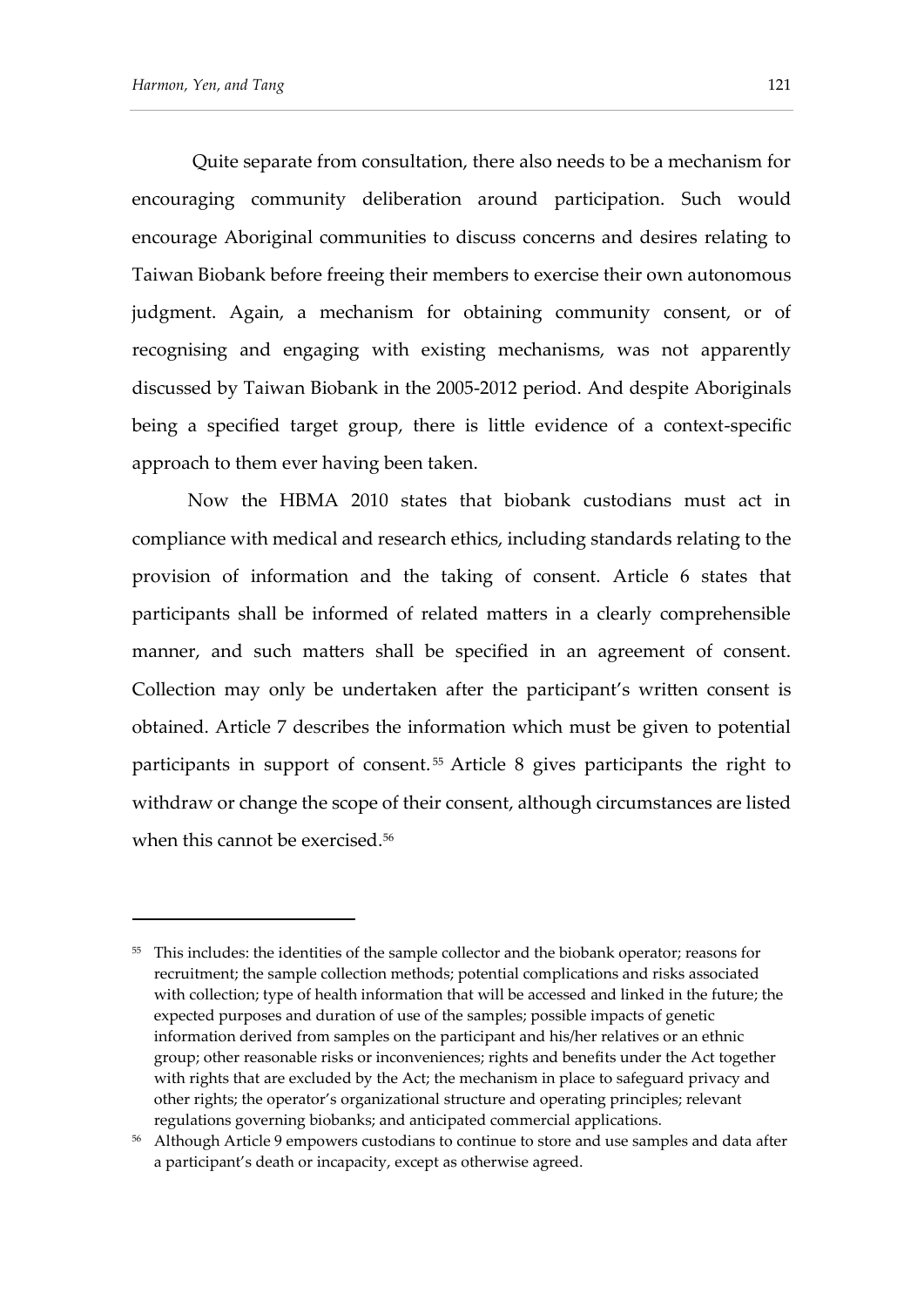Quite separate from consultation, there also needs to be a mechanism for encouraging community deliberation around participation. Such would encourage Aboriginal communities to discuss concerns and desires relating to Taiwan Biobank before freeing their members to exercise their own autonomous judgment. Again, a mechanism for obtaining community consent, or of recognising and engaging with existing mechanisms, was not apparently discussed by Taiwan Biobank in the 2005-2012 period. And despite Aboriginals being a specified target group, there is little evidence of a context-specific approach to them ever having been taken.

Now the HBMA 2010 states that biobank custodians must act in compliance with medical and research ethics, including standards relating to the provision of information and the taking of consent. Article 6 states that participants shall be informed of related matters in a clearly comprehensible manner, and such matters shall be specified in an agreement of consent. Collection may only be undertaken after the participant's written consent is obtained. Article 7 describes the information which must be given to potential participants in support of consent.[55] Article 8 gives participants the right to withdraw or change the scope of their consent, although circumstances are listed when this cannot be exercised.[56]

---

[55] This includes: the identities of the sample collector and the biobank operator; reasons for recruitment; the sample collection methods; potential complications and risks associated with collection; type of health information that will be accessed and linked in the future; the expected purposes and duration of use of the samples; possible impacts of genetic information derived from samples on the participant and his/her relatives or an ethnic group; other reasonable risks or inconveniences; rights and benefits under the Act together with rights that are excluded by the Act; the mechanism in place to safeguard privacy and other rights; the operator's organizational structure and operating principles; relevant regulations governing biobanks; and anticipated commercial applications.

[56] Although Article 9 empowers custodians to continue to store and use samples and data after a participant's death or incapacity, except as otherwise agreed.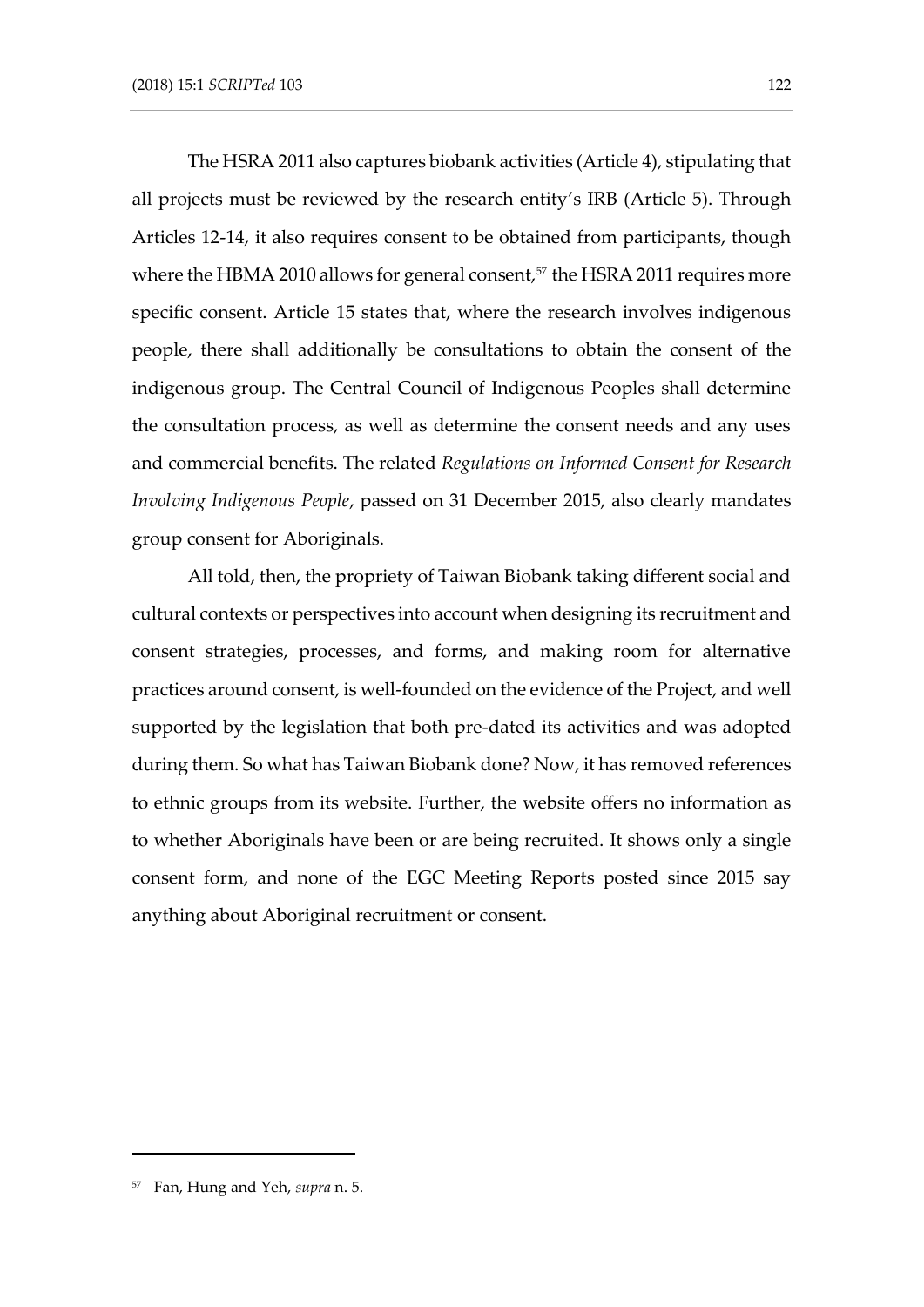The HSRA 2011 also captures biobank activities (Article 4), stipulating that all projects must be reviewed by the research entity's IRB (Article 5). Through Articles 12-14, it also requires consent to be obtained from participants, though where the HBMA 2010 allows for general consent,[57] the HSRA 2011 requires more specific consent. Article 15 states that, where the research involves indigenous people, there shall additionally be consultations to obtain the consent of the indigenous group. The Central Council of Indigenous Peoples shall determine the consultation process, as well as determine the consent needs and any uses and commercial benefits. The related *Regulations on Informed Consent for Research Involving Indigenous People*, passed on 31 December 2015, also clearly mandates group consent for Aboriginals.

All told, then, the propriety of Taiwan Biobank taking different social and cultural contexts or perspectives into account when designing its recruitment and consent strategies, processes, and forms, and making room for alternative practices around consent, is well-founded on the evidence of the Project, and well supported by the legislation that both pre-dated its activities and was adopted during them. So what has Taiwan Biobank done? Now, it has removed references to ethnic groups from its website. Further, the website offers no information as to whether Aboriginals have been or are being recruited. It shows only a single consent form, and none of the EGC Meeting Reports posted since 2015 say anything about Aboriginal recruitment or consent.

---

[57] Fan, Hung and Yeh, *supra* n. 5.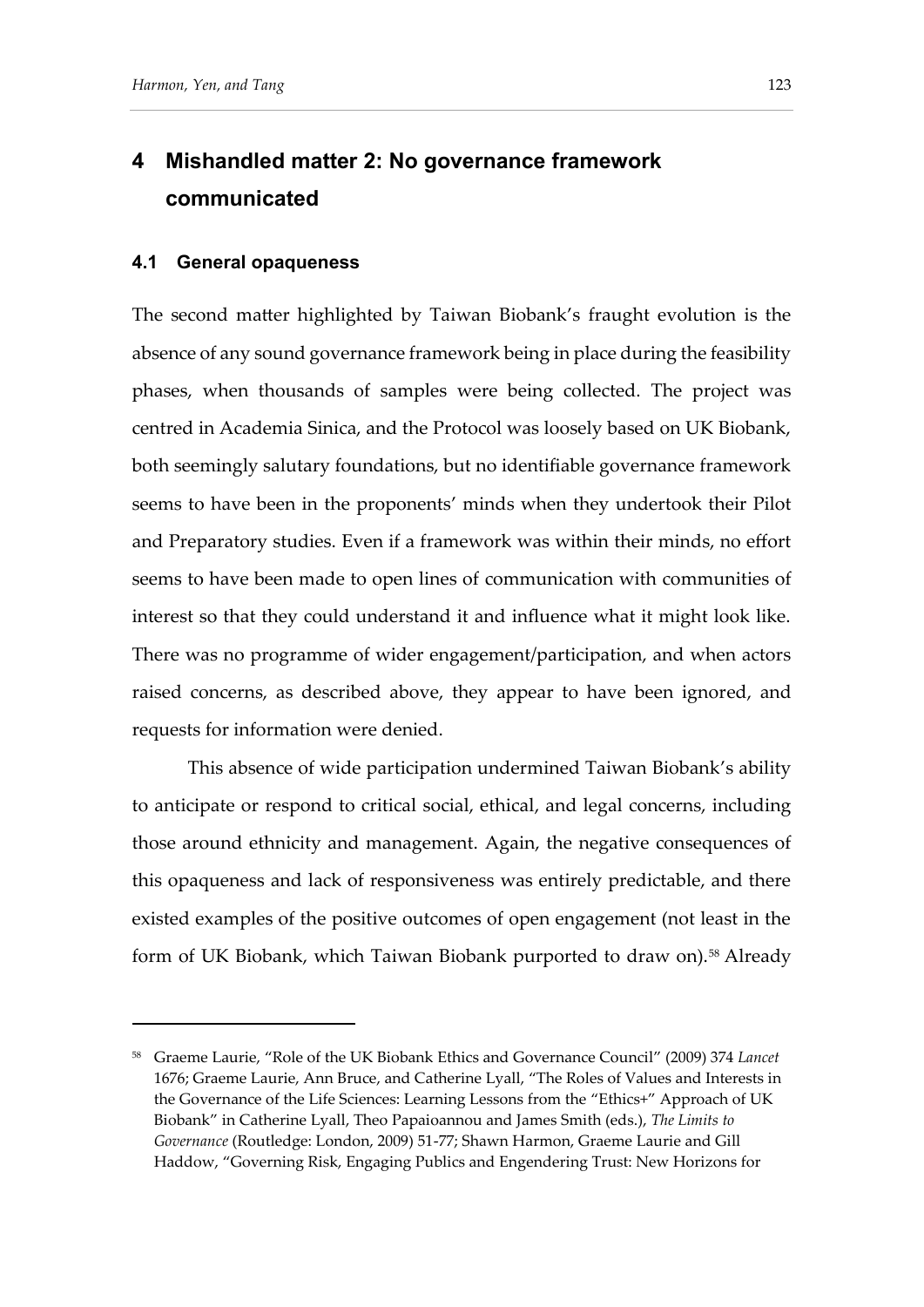# 4 Mishandled matter 2: No governance framework communicated

## 4.1 General opaqueness

The second matter highlighted by Taiwan Biobank's fraught evolution is the absence of any sound governance framework being in place during the feasibility phases, when thousands of samples were being collected. The project was centred in Academia Sinica, and the Protocol was loosely based on UK Biobank, both seemingly salutary foundations, but no identifiable governance framework seems to have been in the proponents' minds when they undertook their Pilot and Preparatory studies. Even if a framework was within their minds, no effort seems to have been made to open lines of communication with communities of interest so that they could understand it and influence what it might look like. There was no programme of wider engagement/participation, and when actors raised concerns, as described above, they appear to have been ignored, and requests for information were denied.

This absence of wide participation undermined Taiwan Biobank's ability to anticipate or respond to critical social, ethical, and legal concerns, including those around ethnicity and management. Again, the negative consequences of this opaqueness and lack of responsiveness was entirely predictable, and there existed examples of the positive outcomes of open engagement (not least in the form of UK Biobank, which Taiwan Biobank purported to draw on).[58] Already

---

[58] Graeme Laurie, "Role of the UK Biobank Ethics and Governance Council" (2009) 374 *Lancet* 1676; Graeme Laurie, Ann Bruce, and Catherine Lyall, "The Roles of Values and Interests in the Governance of the Life Sciences: Learning Lessons from the "Ethics+" Approach of UK Biobank" in Catherine Lyall, Theo Papaioannou and James Smith (eds.), *The Limits to Governance* (Routledge: London, 2009) 51-77; Shawn Harmon, Graeme Laurie and Gill Haddow, "Governing Risk, Engaging Publics and Engendering Trust: New Horizons for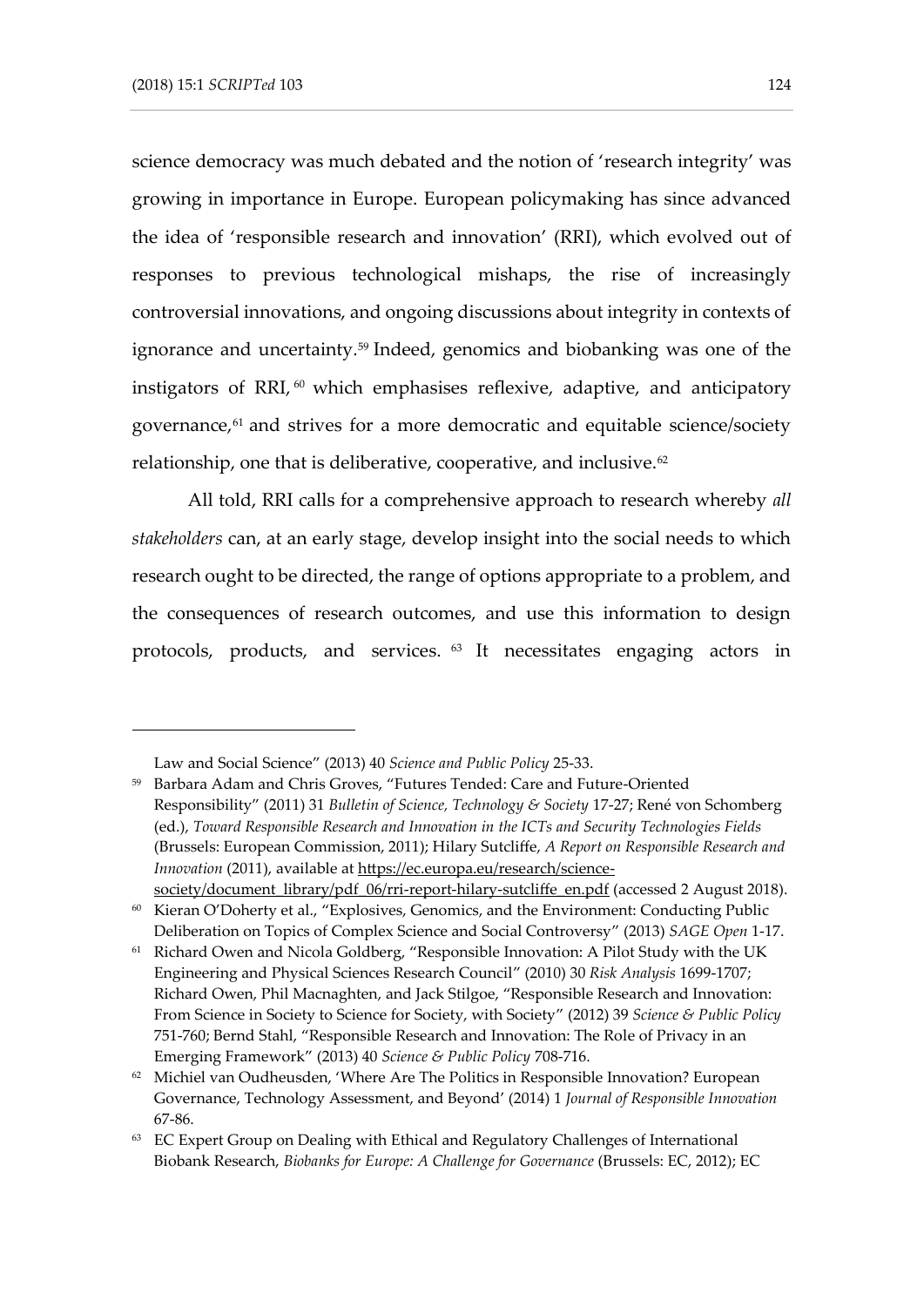science democracy was much debated and the notion of 'research integrity' was growing in importance in Europe. European policymaking has since advanced the idea of 'responsible research and innovation' (RRI), which evolved out of responses to previous technological mishaps, the rise of increasingly controversial innovations, and ongoing discussions about integrity in contexts of ignorance and uncertainty.[59] Indeed, genomics and biobanking was one of the instigators of RRI,[60] which emphasises reflexive, adaptive, and anticipatory governance,[61] and strives for a more democratic and equitable science/society relationship, one that is deliberative, cooperative, and inclusive.[62]

All told, RRI calls for a comprehensive approach to research whereby *all stakeholders* can, at an early stage, develop insight into the social needs to which research ought to be directed, the range of options appropriate to a problem, and the consequences of research outcomes, and use this information to design protocols, products, and services.[63] It necessitates engaging actors in

---

Law and Social Science" (2013) 40 *Science and Public Policy* 25-33.

[59] Barbara Adam and Chris Groves, "Futures Tended: Care and Future-Oriented Responsibility" (2011) 31 *Bulletin of Science, Technology & Society* 17-27; René von Schomberg (ed.), *Toward Responsible Research and Innovation in the ICTs and Security Technologies Fields* (Brussels: European Commission, 2011); Hilary Sutcliffe, *A Report on Responsible Research and Innovation* (2011), available at https://ec.europa.eu/research/science-society/document_library/pdf_06/rri-report-hilary-sutcliffe_en.pdf (accessed 2 August 2018).

[60] Kieran O'Doherty et al., "Explosives, Genomics, and the Environment: Conducting Public Deliberation on Topics of Complex Science and Social Controversy" (2013) *SAGE Open* 1-17.

[61] Richard Owen and Nicola Goldberg, "Responsible Innovation: A Pilot Study with the UK Engineering and Physical Sciences Research Council" (2010) 30 *Risk Analysis* 1699-1707; Richard Owen, Phil Macnaghten, and Jack Stilgoe, "Responsible Research and Innovation: From Science in Society to Science for Society, with Society" (2012) 39 *Science & Public Policy* 751-760; Bernd Stahl, "Responsible Research and Innovation: The Role of Privacy in an Emerging Framework" (2013) 40 *Science & Public Policy* 708-716.

[62] Michiel van Oudheusden, 'Where Are The Politics in Responsible Innovation? European Governance, Technology Assessment, and Beyond' (2014) 1 *Journal of Responsible Innovation* 67-86.

[63] EC Expert Group on Dealing with Ethical and Regulatory Challenges of International Biobank Research, *Biobanks for Europe: A Challenge for Governance* (Brussels: EC, 2012); EC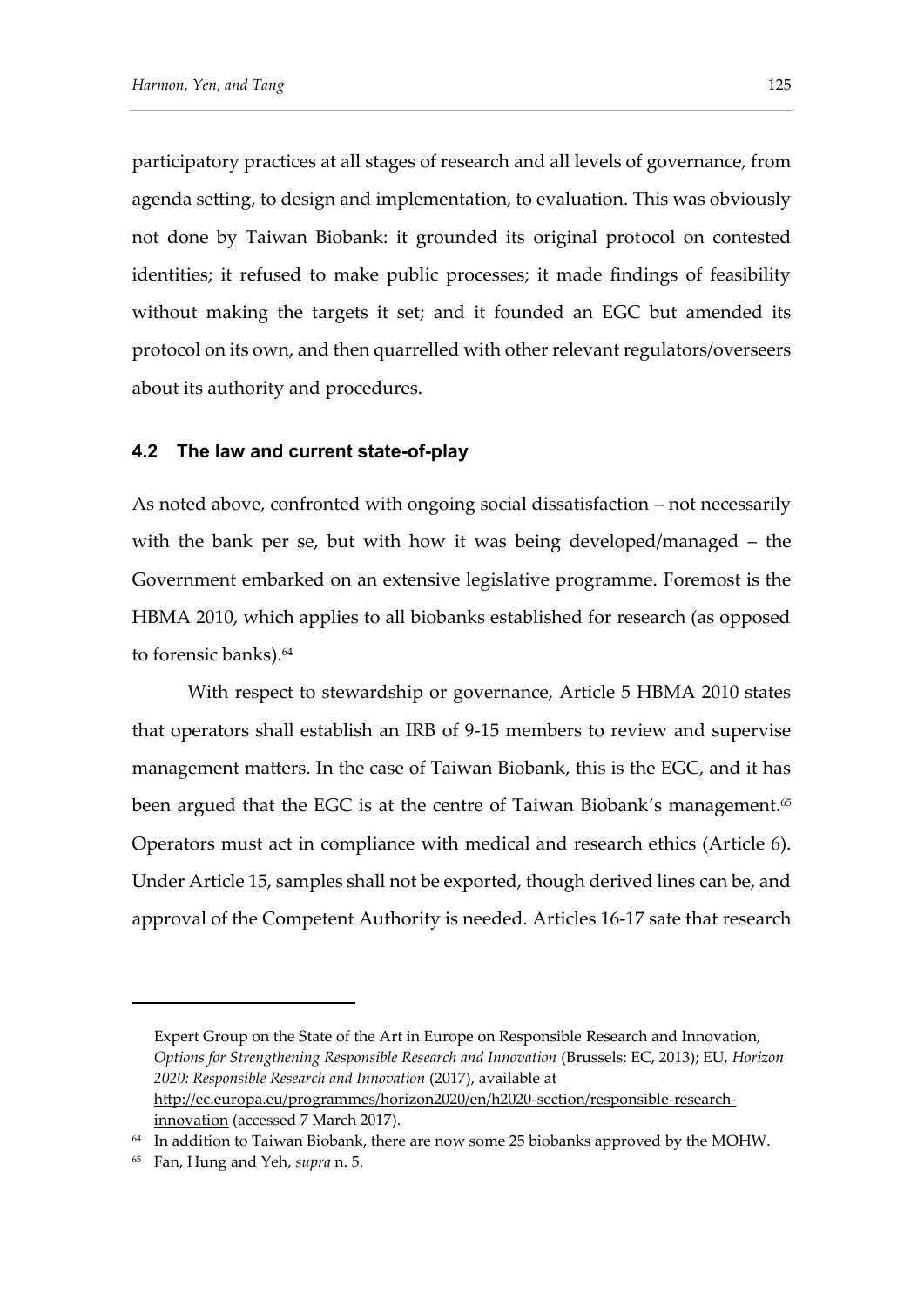participatory practices at all stages of research and all levels of governance, from agenda setting, to design and implementation, to evaluation. This was obviously not done by Taiwan Biobank: it grounded its original protocol on contested identities; it refused to make public processes; it made findings of feasibility without making the targets it set; and it founded an EGC but amended its protocol on its own, and then quarrelled with other relevant regulators/overseers about its authority and procedures.

### 4.2 The law and current state-of-play

As noted above, confronted with ongoing social dissatisfaction – not necessarily with the bank per se, but with how it was being developed/managed – the Government embarked on an extensive legislative programme. Foremost is the HBMA 2010, which applies to all biobanks established for research (as opposed to forensic banks).[64]

With respect to stewardship or governance, Article 5 HBMA 2010 states that operators shall establish an IRB of 9-15 members to review and supervise management matters. In the case of Taiwan Biobank, this is the EGC, and it has been argued that the EGC is at the centre of Taiwan Biobank's management.[65] Operators must act in compliance with medical and research ethics (Article 6). Under Article 15, samples shall not be exported, though derived lines can be, and approval of the Competent Authority is needed. Articles 16-17 sate that research

---

Expert Group on the State of the Art in Europe on Responsible Research and Innovation, *Options for Strengthening Responsible Research and Innovation* (Brussels: EC, 2013); EU, *Horizon 2020: Responsible Research and Innovation* (2017), available at http://ec.europa.eu/programmes/horizon2020/en/h2020-section/responsible-research-innovation (accessed 7 March 2017).

[64] In addition to Taiwan Biobank, there are now some 25 biobanks approved by the MOHW.

[65] Fan, Hung and Yeh, *supra* n. 5.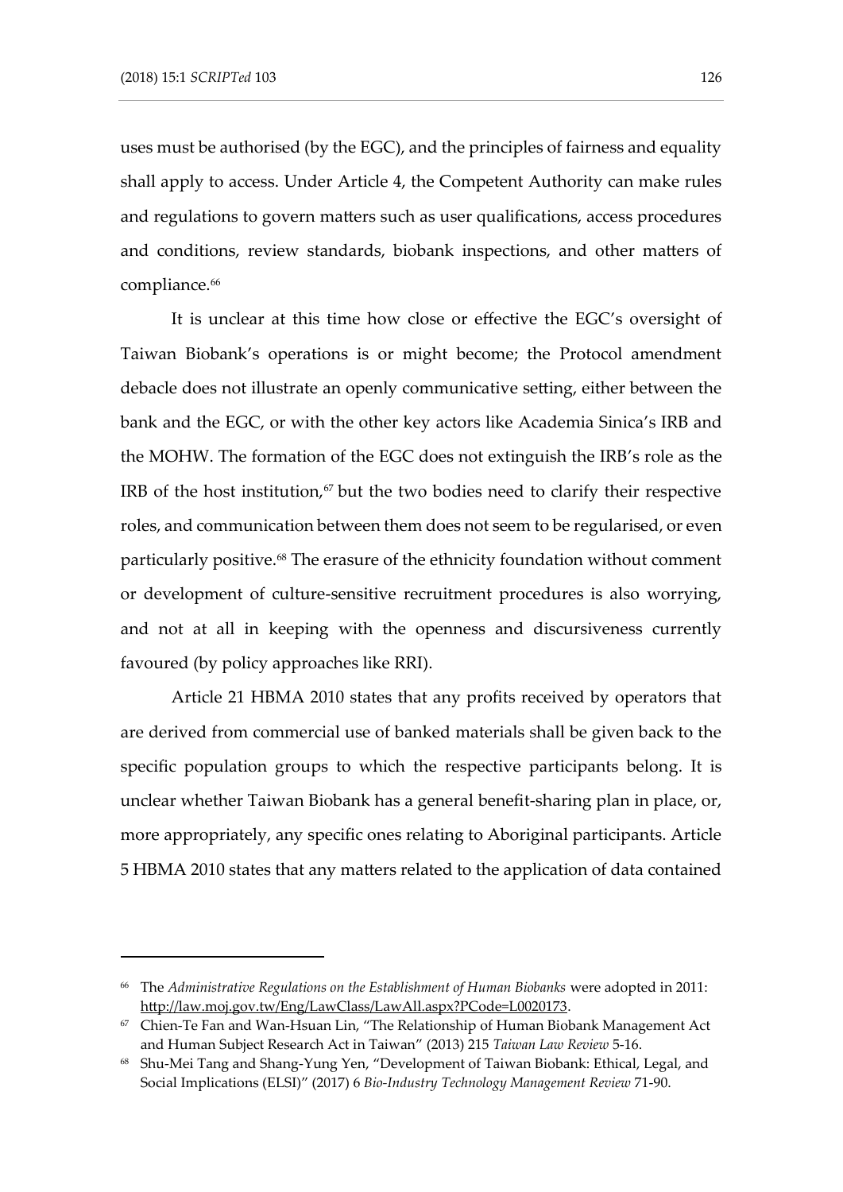uses must be authorised (by the EGC), and the principles of fairness and equality shall apply to access. Under Article 4, the Competent Authority can make rules and regulations to govern matters such as user qualifications, access procedures and conditions, review standards, biobank inspections, and other matters of compliance.[66]

It is unclear at this time how close or effective the EGC's oversight of Taiwan Biobank's operations is or might become; the Protocol amendment debacle does not illustrate an openly communicative setting, either between the bank and the EGC, or with the other key actors like Academia Sinica's IRB and the MOHW. The formation of the EGC does not extinguish the IRB's role as the IRB of the host institution,[67] but the two bodies need to clarify their respective roles, and communication between them does not seem to be regularised, or even particularly positive.[68] The erasure of the ethnicity foundation without comment or development of culture-sensitive recruitment procedures is also worrying, and not at all in keeping with the openness and discursiveness currently favoured (by policy approaches like RRI).

Article 21 HBMA 2010 states that any profits received by operators that are derived from commercial use of banked materials shall be given back to the specific population groups to which the respective participants belong. It is unclear whether Taiwan Biobank has a general benefit-sharing plan in place, or, more appropriately, any specific ones relating to Aboriginal participants. Article 5 HBMA 2010 states that any matters related to the application of data contained

---

[66] The *Administrative Regulations on the Establishment of Human Biobanks* were adopted in 2011: http://law.moj.gov.tw/Eng/LawClass/LawAll.aspx?PCode=L0020173.

[67] Chien-Te Fan and Wan-Hsuan Lin, "The Relationship of Human Biobank Management Act and Human Subject Research Act in Taiwan" (2013) 215 *Taiwan Law Review* 5-16.

[68] Shu-Mei Tang and Shang-Yung Yen, "Development of Taiwan Biobank: Ethical, Legal, and Social Implications (ELSI)" (2017) 6 *Bio-Industry Technology Management Review* 71-90.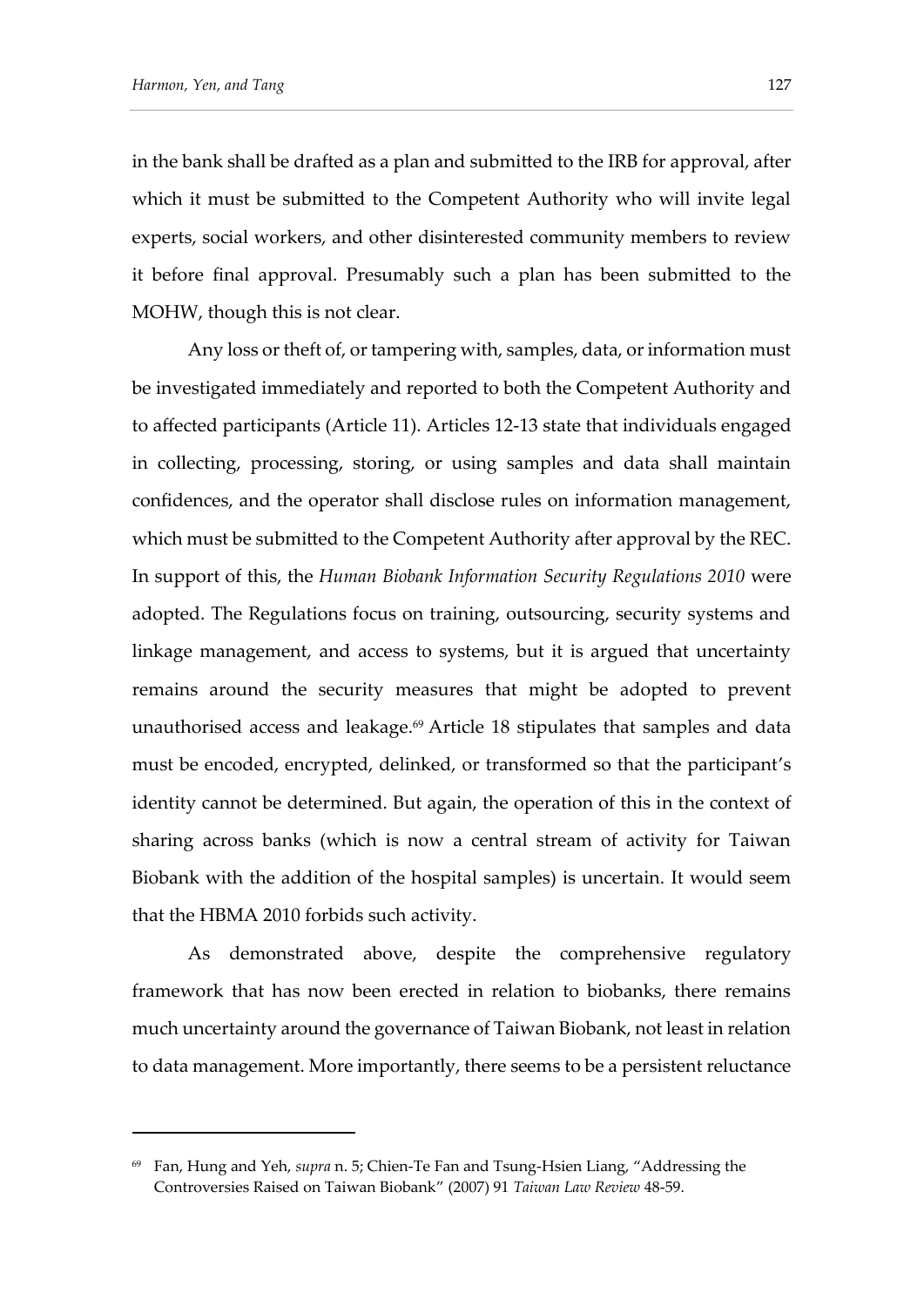in the bank shall be drafted as a plan and submitted to the IRB for approval, after which it must be submitted to the Competent Authority who will invite legal experts, social workers, and other disinterested community members to review it before final approval. Presumably such a plan has been submitted to the MOHW, though this is not clear.

Any loss or theft of, or tampering with, samples, data, or information must be investigated immediately and reported to both the Competent Authority and to affected participants (Article 11). Articles 12-13 state that individuals engaged in collecting, processing, storing, or using samples and data shall maintain confidences, and the operator shall disclose rules on information management, which must be submitted to the Competent Authority after approval by the REC. In support of this, the *Human Biobank Information Security Regulations 2010* were adopted. The Regulations focus on training, outsourcing, security systems and linkage management, and access to systems, but it is argued that uncertainty remains around the security measures that might be adopted to prevent unauthorised access and leakage.[69] Article 18 stipulates that samples and data must be encoded, encrypted, delinked, or transformed so that the participant's identity cannot be determined. But again, the operation of this in the context of sharing across banks (which is now a central stream of activity for Taiwan Biobank with the addition of the hospital samples) is uncertain. It would seem that the HBMA 2010 forbids such activity.

As demonstrated above, despite the comprehensive regulatory framework that has now been erected in relation to biobanks, there remains much uncertainty around the governance of Taiwan Biobank, not least in relation to data management. More importantly, there seems to be a persistent reluctance

---

[69] Fan, Hung and Yeh, *supra* n. 5; Chien-Te Fan and Tsung-Hsien Liang, "Addressing the Controversies Raised on Taiwan Biobank" (2007) 91 *Taiwan Law Review* 48-59.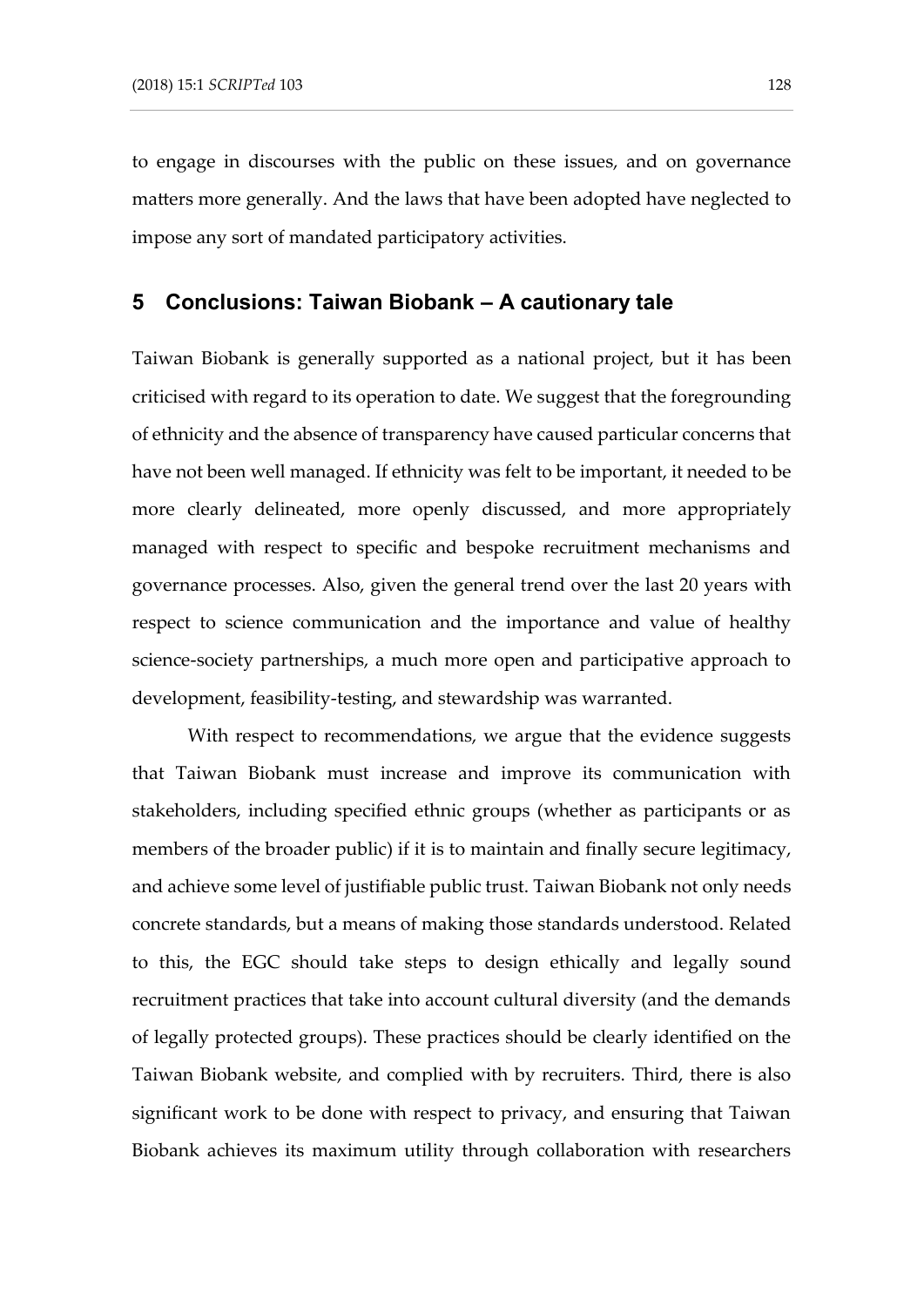to engage in discourses with the public on these issues, and on governance matters more generally. And the laws that have been adopted have neglected to impose any sort of mandated participatory activities.

## 5 Conclusions: Taiwan Biobank – A cautionary tale

Taiwan Biobank is generally supported as a national project, but it has been criticised with regard to its operation to date. We suggest that the foregrounding of ethnicity and the absence of transparency have caused particular concerns that have not been well managed. If ethnicity was felt to be important, it needed to be more clearly delineated, more openly discussed, and more appropriately managed with respect to specific and bespoke recruitment mechanisms and governance processes. Also, given the general trend over the last 20 years with respect to science communication and the importance and value of healthy science-society partnerships, a much more open and participative approach to development, feasibility-testing, and stewardship was warranted.

With respect to recommendations, we argue that the evidence suggests that Taiwan Biobank must increase and improve its communication with stakeholders, including specified ethnic groups (whether as participants or as members of the broader public) if it is to maintain and finally secure legitimacy, and achieve some level of justifiable public trust. Taiwan Biobank not only needs concrete standards, but a means of making those standards understood. Related to this, the EGC should take steps to design ethically and legally sound recruitment practices that take into account cultural diversity (and the demands of legally protected groups). These practices should be clearly identified on the Taiwan Biobank website, and complied with by recruiters. Third, there is also significant work to be done with respect to privacy, and ensuring that Taiwan Biobank achieves its maximum utility through collaboration with researchers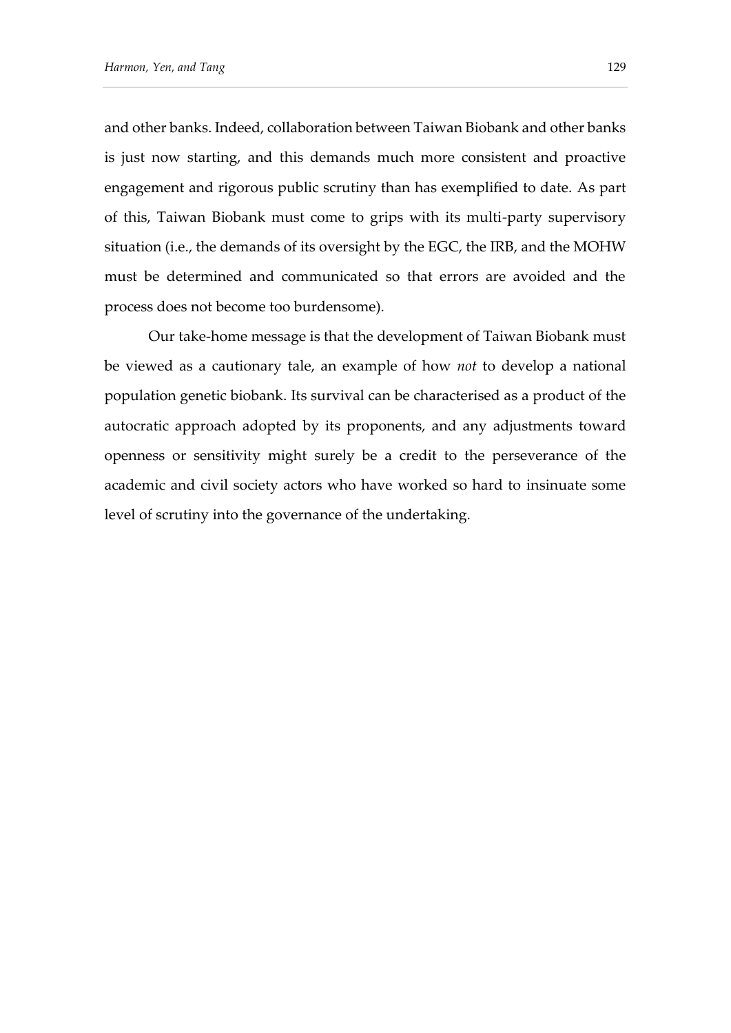and other banks. Indeed, collaboration between Taiwan Biobank and other banks is just now starting, and this demands much more consistent and proactive engagement and rigorous public scrutiny than has exemplified to date. As part of this, Taiwan Biobank must come to grips with its multi-party supervisory situation (i.e., the demands of its oversight by the EGC, the IRB, and the MOHW must be determined and communicated so that errors are avoided and the process does not become too burdensome).

Our take-home message is that the development of Taiwan Biobank must be viewed as a cautionary tale, an example of how *not* to develop a national population genetic biobank. Its survival can be characterised as a product of the autocratic approach adopted by its proponents, and any adjustments toward openness or sensitivity might surely be a credit to the perseverance of the academic and civil society actors who have worked so hard to insinuate some level of scrutiny into the governance of the undertaking.